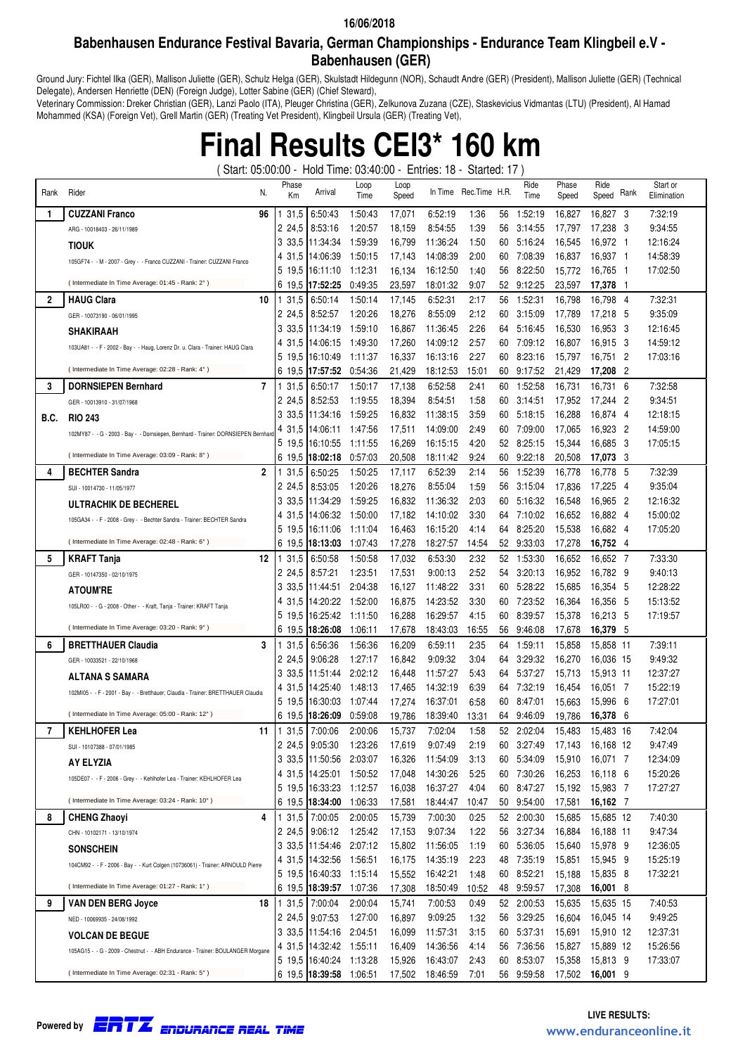16/06/2018

## Babenhausen Endurance Festival Bavaria, German Championships - Endurance Team Klingbeil e.V - Babenhausen (GER)

Ground Jury: Fichtel Ilka (GER), Mallison Juliette (GER), Schulz Helga (GER), Skulstadt Hildegunn (NOR), Schaudt Andre (GER) (President), Mallison Juliette (GER) (Technical Delegate), Andersen Henriette (DEN) (Foreign Judge), Lotter Sabine (GER) (Chief Steward),
Veterinary Commission: Dreker Christian (GER), Lanzi Paolo (ITA), Pleuger Christina (GER), Zelkunova Zuzana (CZE), Staskevicius Vidmantas (LTU) (President), Al Hamad Mohammed (KSA) (Foreign Vet), Grell Martin (GER) (Treating Vet President), Klingbeil Ursula (GER) (Treating Vet),

# Final Results CEI3* 160 km

( Start: 05:00:00 - Hold Time: 03:40:00 - Entries: 18 - Started: 17 )

| Rank | Rider | N. | Phase | Km | Arrival | Loop Time | Loop Speed | In Time | Rec.Time | H.R. | Ride Time | Phase Speed | Ride Speed | Rank | Start or Elimination |
|---|---|---|---|---|---|---|---|---|---|---|---|---|---|---|---|
| 1 | **CUZZANI Franco** | 96 | 1 | 31,5 | 6:50:43 | 1:50:43 | 17,071 | 6:52:19 | 1:36 | 56 | 1:52:19 | 16,827 | 16,827 | 3 | 7:32:19 |
| | ARG - 10018403 - 26/11/1989 | | 2 | 24,5 | 8:53:16 | 1:20:57 | 18,159 | 8:54:55 | 1:39 | 56 | 3:14:55 | 17,797 | 17,238 | 3 | 9:34:55 |
| | **TIOUK** | | 3 | 33,5 | 11:34:34 | 1:59:39 | 16,799 | 11:36:24 | 1:50 | 60 | 5:16:24 | 16,545 | 16,972 | 1 | 12:16:24 |
| | 105GF74 - - M - 2007 - Grey - - Franco CUZZANI - Trainer: CUZZANI Franco | | 4 | 31,5 | 14:06:39 | 1:50:15 | 17,143 | 14:08:39 | 2:00 | 60 | 7:08:39 | 16,837 | 16,937 | 1 | 14:58:39 |
| | | | 5 | 19,5 | 16:11:10 | 1:12:31 | 16,134 | 16:12:50 | 1:40 | 56 | 8:22:50 | 15,772 | 16,765 | 1 | 17:02:50 |
| | ( Intermediate In Time Average: 01:45 - Rank: 2° ) | | 6 | 19,5 | **17:52:25** | 0:49:35 | 23,597 | 18:01:32 | 9:07 | 52 | 9:12:25 | 23,597 | **17,378** | 1 | |
| 2 | **HAUG Clara** | 10 | 1 | 31,5 | 6:50:14 | 1:50:14 | 17,145 | 6:52:31 | 2:17 | 56 | 1:52:31 | 16,798 | 16,798 | 4 | 7:32:31 |
| | GER - 10073190 - 06/01/1995 | | 2 | 24,5 | 8:52:57 | 1:20:26 | 18,276 | 8:55:09 | 2:12 | 60 | 3:15:09 | 17,789 | 17,218 | 5 | 9:35:09 |
| | **SHAKIRAAH** | | 3 | 33,5 | 11:34:19 | 1:59:10 | 16,867 | 11:36:45 | 2:26 | 64 | 5:16:45 | 16,530 | 16,953 | 3 | 12:16:45 |
| | 103UA81 - - F - 2002 - Bay - - Haug, Lorenz Dr. u. Clara - Trainer: HAUG Clara | | 4 | 31,5 | 14:06:15 | 1:49:30 | 17,260 | 14:09:12 | 2:57 | 60 | 7:09:12 | 16,807 | 16,915 | 3 | 14:59:12 |
| | | | 5 | 19,5 | 16:10:49 | 1:11:37 | 16,337 | 16:13:16 | 2:27 | 60 | 8:23:16 | 15,797 | 16,751 | 2 | 17:03:16 |
| | ( Intermediate In Time Average: 02:28 - Rank: 4° ) | | 6 | 19,5 | **17:57:52** | 0:54:36 | 21,429 | 18:12:53 | 15:01 | 60 | 9:17:52 | 21,429 | **17,208** | 2 | |
| 3 | **DORNSIEPEN Bernhard** | 7 | 1 | 31,5 | 6:50:17 | 1:50:17 | 17,138 | 6:52:58 | 2:41 | 60 | 1:52:58 | 16,731 | 16,731 | 6 | 7:32:58 |
| | GER - 10013910 - 31/07/1968 | | 2 | 24,5 | 8:52:53 | 1:19:55 | 18,394 | 8:54:51 | 1:58 | 60 | 3:14:51 | 17,952 | 17,244 | 2 | 9:34:51 |
| B.C. | **RIO 243** | | 3 | 33,5 | 11:34:16 | 1:59:25 | 16,832 | 11:38:15 | 3:59 | 60 | 5:18:15 | 16,288 | 16,874 | 4 | 12:18:15 |
| | 102MY87 - - G - 2003 - Bay - - Dornsiepen, Bernhard - Trainer: DORNSIEPEN Bernhard | | 4 | 31,5 | 14:06:11 | 1:47:56 | 17,511 | 14:09:00 | 2:49 | 60 | 7:09:00 | 17,065 | 16,923 | 2 | 14:59:00 |
| | | | 5 | 19,5 | 16:10:55 | 1:11:55 | 16,269 | 16:15:15 | 4:20 | 52 | 8:25:15 | 15,344 | 16,685 | 3 | 17:05:15 |
| | ( Intermediate In Time Average: 03:09 - Rank: 8° ) | | 6 | 19,5 | **18:02:18** | 0:57:03 | 20,508 | 18:11:42 | 9:24 | 60 | 9:22:18 | 20,508 | **17,073** | 3 | |
| 4 | **BECHTER Sandra** | 2 | 1 | 31,5 | 6:50:25 | 1:50:25 | 17,117 | 6:52:39 | 2:14 | 56 | 1:52:39 | 16,778 | 16,778 | 5 | 7:32:39 |
| | SUI - 10014730 - 11/05/1977 | | 2 | 24,5 | 8:53:05 | 1:20:26 | 18,276 | 8:55:04 | 1:59 | 56 | 3:15:04 | 17,836 | 17,225 | 4 | 9:35:04 |
| | **ULTRACHIK DE BECHEREL** | | 3 | 33,5 | 11:34:29 | 1:59:25 | 16,832 | 11:36:32 | 2:03 | 60 | 5:16:32 | 16,548 | 16,965 | 2 | 12:16:32 |
| | 105GA34 - - F - 2008 - Grey - - Bechter Sandra - Trainer: BECHTER Sandra | | 4 | 31,5 | 14:06:32 | 1:50:00 | 17,182 | 14:10:02 | 3:30 | 64 | 7:10:02 | 16,652 | 16,882 | 4 | 15:00:02 |
| | | | 5 | 19,5 | 16:11:06 | 1:11:04 | 16,463 | 16:15:20 | 4:14 | 64 | 8:25:20 | 15,538 | 16,682 | 4 | 17:05:20 |
| | ( Intermediate In Time Average: 02:48 - Rank: 6° ) | | 6 | 19,5 | **18:13:03** | 1:07:43 | 17,278 | 18:27:57 | 14:54 | 52 | 9:33:03 | 17,278 | **16,752** | 4 | |
| 5 | **KRAFT Tanja** | 12 | 1 | 31,5 | 6:50:58 | 1:50:58 | 17,032 | 6:53:30 | 2:32 | 52 | 1:53:30 | 16,652 | 16,652 | 7 | 7:33:30 |
| | GER - 10147350 - 02/10/1975 | | 2 | 24,5 | 8:57:21 | 1:23:51 | 17,531 | 9:00:13 | 2:52 | 54 | 3:20:13 | 16,952 | 16,782 | 9 | 9:40:13 |
| | **ATOUM'RE** | | 3 | 33,5 | 11:44:51 | 2:04:38 | 16,127 | 11:48:22 | 3:31 | 60 | 5:28:22 | 15,685 | 16,354 | 5 | 12:28:22 |
| | 105LR00 - - G - 2008 - Other - - Kraft, Tanja - Trainer: KRAFT Tanja | | 4 | 31,5 | 14:20:22 | 1:52:00 | 16,875 | 14:23:52 | 3:30 | 60 | 7:23:52 | 16,364 | 16,356 | 5 | 15:13:52 |
| | | | 5 | 19,5 | 16:25:42 | 1:11:50 | 16,288 | 16:29:57 | 4:15 | 60 | 8:39:57 | 15,378 | 16,213 | 5 | 17:19:57 |
| | ( Intermediate In Time Average: 03:20 - Rank: 9° ) | | 6 | 19,5 | **18:26:08** | 1:06:11 | 17,678 | 18:43:03 | 16:55 | 56 | 9:46:08 | 17,678 | **16,379** | 5 | |
| 6 | **BRETTHAUER Claudia** | 3 | 1 | 31,5 | 6:56:36 | 1:56:36 | 16,209 | 6:59:11 | 2:35 | 64 | 1:59:11 | 15,858 | 15,858 | 11 | 7:39:11 |
| | GER - 10033521 - 22/10/1968 | | 2 | 24,5 | 9:06:28 | 1:27:17 | 16,842 | 9:09:32 | 3:04 | 64 | 3:29:32 | 16,270 | 16,036 | 15 | 9:49:32 |
| | **ALTANA S SAMARA** | | 3 | 33,5 | 11:51:44 | 2:02:12 | 16,448 | 11:57:27 | 5:43 | 64 | 5:37:27 | 15,713 | 15,913 | 11 | 12:37:27 |
| | 102MI05 - - F - 2001 - Bay - - Bretthauer, Claudia - Trainer: BRETTHAUER Claudia | | 4 | 31,5 | 14:25:40 | 1:48:13 | 17,465 | 14:32:19 | 6:39 | 64 | 7:32:19 | 16,454 | 16,051 | 7 | 15:22:19 |
| | | | 5 | 19,5 | 16:30:03 | 1:07:44 | 17,274 | 16:37:01 | 6:58 | 60 | 8:47:01 | 15,663 | 15,996 | 6 | 17:27:01 |
| | ( Intermediate In Time Average: 05:00 - Rank: 12° ) | | 6 | 19,5 | **18:26:09** | 0:59:08 | 19,786 | 18:39:40 | 13:31 | 64 | 9:46:09 | 19,786 | **16,378** | 6 | |
| 7 | **KEHLHOFER Lea** | 11 | 1 | 31,5 | 7:00:06 | 2:00:06 | 15,737 | 7:02:04 | 1:58 | 52 | 2:02:04 | 15,483 | 15,483 | 16 | 7:42:04 |
| | SUI - 10107388 - 07/01/1985 | | 2 | 24,5 | 9:05:30 | 1:23:26 | 17,619 | 9:07:49 | 2:19 | 60 | 3:27:49 | 17,143 | 16,168 | 12 | 9:47:49 |
| | **AY ELYZIA** | | 3 | 33,5 | 11:50:56 | 2:03:07 | 16,326 | 11:54:09 | 3:13 | 60 | 5:34:09 | 15,910 | 16,071 | 7 | 12:34:09 |
| | 105DE07 - - F - 2006 - Grey - - Kehlhofer Lea - Trainer: KEHLHOFER Lea | | 4 | 31,5 | 14:25:01 | 1:50:52 | 17,048 | 14:30:26 | 5:25 | 60 | 7:30:26 | 16,253 | 16,118 | 6 | 15:20:26 |
| | | | 5 | 19,5 | 16:33:23 | 1:12:57 | 16,038 | 16:37:27 | 4:04 | 60 | 8:47:27 | 15,192 | 15,983 | 7 | 17:27:27 |
| | ( Intermediate In Time Average: 03:24 - Rank: 10° ) | | 6 | 19,5 | **18:34:00** | 1:06:33 | 17,581 | 18:44:47 | 10:47 | 50 | 9:54:00 | 17,581 | **16,162** | 7 | |
| 8 | **CHENG Zhaoyi** | 4 | 1 | 31,5 | 7:00:05 | 2:00:05 | 15,739 | 7:00:30 | 0:25 | 52 | 2:00:30 | 15,685 | 15,685 | 12 | 7:40:30 |
| | CHN - 10102171 - 13/10/1974 | | 2 | 24,5 | 9:06:12 | 1:25:42 | 17,153 | 9:07:34 | 1:22 | 56 | 3:27:34 | 16,884 | 16,188 | 11 | 9:47:34 |
| | **SONSCHEIN** | | 3 | 33,5 | 11:54:46 | 2:07:12 | 15,802 | 11:56:05 | 1:19 | 60 | 5:36:05 | 15,640 | 15,978 | 9 | 12:36:05 |
| | 104CM92 - - F - 2006 - Bay - - Kurt Colgen (10736061) - Trainer: ARNOULD Pierre | | 4 | 31,5 | 14:32:56 | 1:56:51 | 16,175 | 14:35:19 | 2:23 | 48 | 7:35:19 | 15,851 | 15,945 | 9 | 15:25:19 |
| | | | 5 | 19,5 | 16:40:33 | 1:15:14 | 15,552 | 16:42:21 | 1:48 | 60 | 8:52:21 | 15,188 | 15,835 | 8 | 17:32:21 |
| | ( Intermediate In Time Average: 01:27 - Rank: 1° ) | | 6 | 19,5 | **18:39:57** | 1:07:36 | 17,308 | 18:50:49 | 10:52 | 48 | 9:59:57 | 17,308 | **16,001** | 8 | |
| 9 | **VAN DEN BERG Joyce** | 18 | 1 | 31,5 | 7:00:04 | 2:00:04 | 15,741 | 7:00:53 | 0:49 | 52 | 2:00:53 | 15,635 | 15,635 | 15 | 7:40:53 |
| | NED - 10069935 - 24/08/1992 | | 2 | 24,5 | 9:07:53 | 1:27:00 | 16,897 | 9:09:25 | 1:32 | 56 | 3:29:25 | 16,604 | 16,045 | 14 | 9:49:25 |
| | **VOLCAN DE BEGUE** | | 3 | 33,5 | 11:54:16 | 2:04:51 | 16,099 | 11:57:31 | 3:15 | 60 | 5:37:31 | 15,691 | 15,910 | 12 | 12:37:31 |
| | 105AG15 - - G - 2009 - Chestnut - - ABH Endurance - Trainer: BOULANGER Morgane | | 4 | 31,5 | 14:32:42 | 1:55:11 | 16,409 | 14:36:56 | 4:14 | 56 | 7:36:56 | 15,827 | 15,889 | 12 | 15:26:56 |
| | | | 5 | 19,5 | 16:40:24 | 1:13:28 | 15,926 | 16:43:07 | 2:43 | 60 | 8:53:07 | 15,358 | 15,813 | 9 | 17:33:07 |
| | ( Intermediate In Time Average: 02:31 - Rank: 5° ) | | 6 | 19,5 | **18:39:58** | 1:06:51 | 17,502 | 18:46:59 | 7:01 | 56 | 9:59:58 | 17,502 | **16,001** | 9 | |

Powered by ERTZ ENDURANCE REAL TIME

LIVE RESULTS: www.enduranceonline.it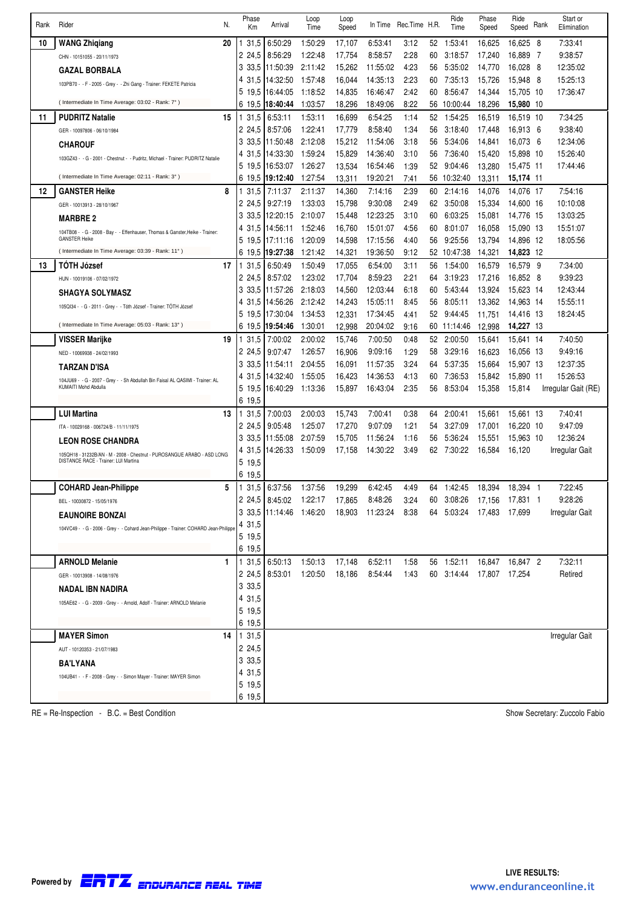| Rank | Rider | N. | Phase | Km | Arrival | Loop Time | Loop Speed | In Time | Rec.Time | H.R. | Ride Time | Phase Speed | Ride Speed | Rank | Start or Elimination |
|---|---|---|---|---|---|---|---|---|---|---|---|---|---|---|---|
| 10 | **WANG Zhiqiang** | 20 | 1 | 31,5 | 6:50:29 | 1:50:29 | 17,107 | 6:53:41 | 3:12 | 52 | 1:53:41 | 16,625 | 16,625 | 8 | 7:33:41 |
| | CHN - 10151055 - 20/11/1973 | | 2 | 24,5 | 8:56:29 | 1:22:48 | 17,754 | 8:58:57 | 2:28 | 60 | 3:18:57 | 17,240 | 16,889 | 7 | 9:38:57 |
| | **GAZAL BORBALA** | | 3 | 33,5 | 11:50:39 | 2:11:42 | 15,262 | 11:55:02 | 4:23 | 56 | 5:35:02 | 14,770 | 16,028 | 8 | 12:35:02 |
| | 103PB70 - - F - 2005 - Grey - - Zhi Gang - Trainer: FEKETE Patricia | | 4 | 31,5 | 14:32:50 | 1:57:48 | 16,044 | 14:35:13 | 2:23 | 60 | 7:35:13 | 15,726 | 15,948 | 8 | 15:25:13 |
| | | | 5 | 19,5 | 16:44:05 | 1:18:52 | 14,835 | 16:46:47 | 2:42 | 60 | 8:56:47 | 14,344 | 15,705 | 10 | 17:36:47 |
| | ( Intermediate In Time Average: 03:02 - Rank: 7° ) | | 6 | 19,5 | **18:40:44** | 1:03:57 | 18,296 | 18:49:06 | 8:22 | 56 | 10:00:44 | 18,296 | **15,980** | 10 | |
| 11 | **PUDRITZ Natalie** | 15 | 1 | 31,5 | 6:53:11 | 1:53:11 | 16,699 | 6:54:25 | 1:14 | 52 | 1:54:25 | 16,519 | 16,519 | 10 | 7:34:25 |
| | GER - 10097806 - 06/10/1984 | | 2 | 24,5 | 8:57:06 | 1:22:41 | 17,779 | 8:58:40 | 1:34 | 56 | 3:18:40 | 17,448 | 16,913 | 6 | 9:38:40 |
| | **CHAROUF** | | 3 | 33,5 | 11:50:48 | 2:12:08 | 15,212 | 11:54:06 | 3:18 | 56 | 5:34:06 | 14,841 | 16,073 | 6 | 12:34:06 |
| | 103GZ43 - - G - 2001 - Chestnut - - Pudritz, Michael - Trainer: PUDRITZ Natalie | | 4 | 31,5 | 14:33:30 | 1:59:24 | 15,829 | 14:36:40 | 3:10 | 56 | 7:36:40 | 15,420 | 15,898 | 10 | 15:26:40 |
| | | | 5 | 19,5 | 16:53:07 | 1:26:27 | 13,534 | 16:54:46 | 1:39 | 52 | 9:04:46 | 13,280 | 15,475 | 11 | 17:44:46 |
| | ( Intermediate In Time Average: 02:11 - Rank: 3° ) | | 6 | 19,5 | **19:12:40** | 1:27:54 | 13,311 | 19:20:21 | 7:41 | 56 | 10:32:40 | 13,311 | **15,174** | 11 | |
| 12 | **GANSTER Heike** | 8 | 1 | 31,5 | 7:11:37 | 2:11:37 | 14,360 | 7:14:16 | 2:39 | 60 | 2:14:16 | 14,076 | 14,076 | 17 | 7:54:16 |
| | GER - 10013913 - 28/10/1967 | | 2 | 24,5 | 9:27:19 | 1:33:03 | 15,798 | 9:30:08 | 2:49 | 62 | 3:50:08 | 15,334 | 14,600 | 16 | 10:10:08 |
| | **MARBRE 2** | | 3 | 33,5 | 12:20:15 | 2:10:07 | 15,448 | 12:23:25 | 3:10 | 60 | 6:03:25 | 15,081 | 14,776 | 15 | 13:03:25 |
| | 104TB08 - - G - 2008 - Bay - - Effenhauser, Thomas & Ganster,Heike - Trainer: GANSTER Heike | | 4 | 31,5 | 14:56:11 | 1:52:46 | 16,760 | 15:01:07 | 4:56 | 60 | 8:01:07 | 16,058 | 15,090 | 13 | 15:51:07 |
| | | | 5 | 19,5 | 17:11:16 | 1:20:09 | 14,598 | 17:15:56 | 4:40 | 56 | 9:25:56 | 13,794 | 14,896 | 12 | 18:05:56 |
| | ( Intermediate In Time Average: 03:39 - Rank: 11° ) | | 6 | 19,5 | **19:27:38** | 1:21:42 | 14,321 | 19:36:50 | 9:12 | 52 | 10:47:38 | 14,321 | **14,823** | 12 | |
| 13 | **TÓTH József** | 17 | 1 | 31,5 | 6:50:49 | 1:50:49 | 17,055 | 6:54:00 | 3:11 | 56 | 1:54:00 | 16,579 | 16,579 | 9 | 7:34:00 |
| | HUN - 10019106 - 07/02/1972 | | 2 | 24,5 | 8:57:02 | 1:23:02 | 17,704 | 8:59:23 | 2:21 | 64 | 3:19:23 | 17,216 | 16,852 | 8 | 9:39:23 |
| | **SHAGYA SOLYMASZ** | | 3 | 33,5 | 11:57:26 | 2:18:03 | 14,560 | 12:03:44 | 6:18 | 60 | 5:43:44 | 13,924 | 15,623 | 14 | 12:43:44 |
| | 105QI34 - - G - 2011 - Grey - - Tóth József - Trainer: TÓTH József | | 4 | 31,5 | 14:56:26 | 2:12:42 | 14,243 | 15:05:11 | 8:45 | 56 | 8:05:11 | 13,362 | 14,963 | 14 | 15:55:11 |
| | | | 5 | 19,5 | 17:30:04 | 1:34:53 | 12,331 | 17:34:45 | 4:41 | 52 | 9:44:45 | 11,751 | 14,416 | 13 | 18:24:45 |
| | ( Intermediate In Time Average: 05:03 - Rank: 13° ) | | 6 | 19,5 | **19:54:46** | 1:30:01 | 12,998 | 20:04:02 | 9:16 | 60 | 11:14:46 | 12,998 | **14,227** | 13 | |
| | **VISSER Marijke** | 19 | 1 | 31,5 | 7:00:02 | 2:00:02 | 15,746 | 7:00:50 | 0:48 | 52 | 2:00:50 | 15,641 | 15,641 | 14 | 7:40:50 |
| | NED - 10069938 - 24/02/1993 | | 2 | 24,5 | 9:07:47 | 1:26:57 | 16,906 | 9:09:16 | 1:29 | 58 | 3:29:16 | 16,623 | 16,056 | 13 | 9:49:16 |
| | **TARZAN D'ISA** | | 3 | 33,5 | 11:54:11 | 2:04:55 | 16,091 | 11:57:35 | 3:24 | 64 | 5:37:35 | 15,664 | 15,907 | 13 | 12:37:35 |
| | 104JU69 - - G - 2007 - Grey - - Sh Abdullah Bin Faisal AL QASIMI - Trainer: AL KUMAITI Mohd Abdulla | | 4 | 31,5 | 14:32:40 | 1:55:05 | 16,423 | 14:36:53 | 4:13 | 60 | 7:36:53 | 15,842 | 15,890 | 11 | 15:26:53 |
| | | | 5 | 19,5 | 16:40:29 | 1:13:36 | 15,897 | 16:43:04 | 2:35 | 56 | 8:53:04 | 15,358 | 15,814 | | Irregular Gait (RE) |
| | | | 6 | 19,5 | | | | | | | | | | | |
| | **LUI Martina** | 13 | 1 | 31,5 | 7:00:03 | 2:00:03 | 15,743 | 7:00:41 | 0:38 | 64 | 2:00:41 | 15,661 | 15,661 | 13 | 7:40:41 |
| | ITA - 10029168 - 006724/B - 11/11/1975 | | 2 | 24,5 | 9:05:48 | 1:25:07 | 17,270 | 9:07:09 | 1:21 | 54 | 3:27:09 | 17,001 | 16,220 | 10 | 9:47:09 |
| | **LEON ROSE CHANDRA** | | 3 | 33,5 | 11:55:08 | 2:07:59 | 15,705 | 11:56:24 | 1:16 | 56 | 5:36:24 | 15,551 | 15,963 | 10 | 12:36:24 |
| | 105QH18 - 31232B/AN - M - 2008 - Chestnut - PUROSANGUE ARABO - ASD LONG DISTANCE RACE - Trainer: LUI Martina | | 4 | 31,5 | 14:26:33 | 1:50:09 | 17,158 | 14:30:22 | 3:49 | 62 | 7:30:22 | 16,584 | 16,120 | | Irregular Gait |
| | | | 5 | 19,5 | | | | | | | | | | | |
| | | | 6 | 19,5 | | | | | | | | | | | |
| | **COHARD Jean-Philippe** | 5 | 1 | 31,5 | 6:37:56 | 1:37:56 | 19,299 | 6:42:45 | 4:49 | 64 | 1:42:45 | 18,394 | 18,394 | 1 | 7:22:45 |
| | BEL - 10030872 - 15/05/1976 | | 2 | 24,5 | 8:45:02 | 1:22:17 | 17,865 | 8:48:26 | 3:24 | 60 | 3:08:26 | 17,156 | 17,831 | 1 | 9:28:26 |
| | **EAUNOIRE BONZAI** | | 3 | 33,5 | 11:14:46 | 1:46:20 | 18,903 | 11:23:24 | 8:38 | 64 | 5:03:24 | 17,483 | 17,699 | | Irregular Gait |
| | 104VC49 - - G - 2006 - Grey - - Cohard Jean-Philippe - Trainer: COHARD Jean-Philippe | | 4 | 31,5 | | | | | | | | | | | |
| | | | 5 | 19,5 | | | | | | | | | | | |
| | | | 6 | 19,5 | | | | | | | | | | | |
| | **ARNOLD Melanie** | 1 | 1 | 31,5 | 6:50:13 | 1:50:13 | 17,148 | 6:52:11 | 1:58 | 56 | 1:52:11 | 16,847 | 16,847 | 2 | 7:32:11 |
| | GER - 10013908 - 14/08/1976 | | 2 | 24,5 | 8:53:01 | 1:20:50 | 18,186 | 8:54:44 | 1:43 | 60 | 3:14:44 | 17,807 | 17,254 | | Retired |
| | **NADAL IBN NADIRA** | | 3 | 33,5 | | | | | | | | | | | |
| | 105AE62 - - G - 2009 - Grey - - Arnold, Adolf - Trainer: ARNOLD Melanie | | 4 | 31,5 | | | | | | | | | | | |
| | | | 5 | 19,5 | | | | | | | | | | | |
| | | | 6 | 19,5 | | | | | | | | | | | |
| | **MAYER Simon** | 14 | 1 | 31,5 | | | | | | | | | | | Irregular Gait |
| | AUT - 10120353 - 21/07/1983 | | 2 | 24,5 | | | | | | | | | | | |
| | **BA'LYANA** | | 3 | 33,5 | | | | | | | | | | | |
| | 104UB41 - - F - 2008 - Grey - - Simon Mayer - Trainer: MAYER Simon | | 4 | 31,5 | | | | | | | | | | | |
| | | | 5 | 19,5 | | | | | | | | | | | |
| | | | 6 | 19,5 | | | | | | | | | | | |

RE = Re-Inspection - B.C. = Best Condition

Show Secretary: Zuccolo Fabio

Powered by ERTZ ENDURANCE REAL TIME

LIVE RESULTS: www.enduranceonline.it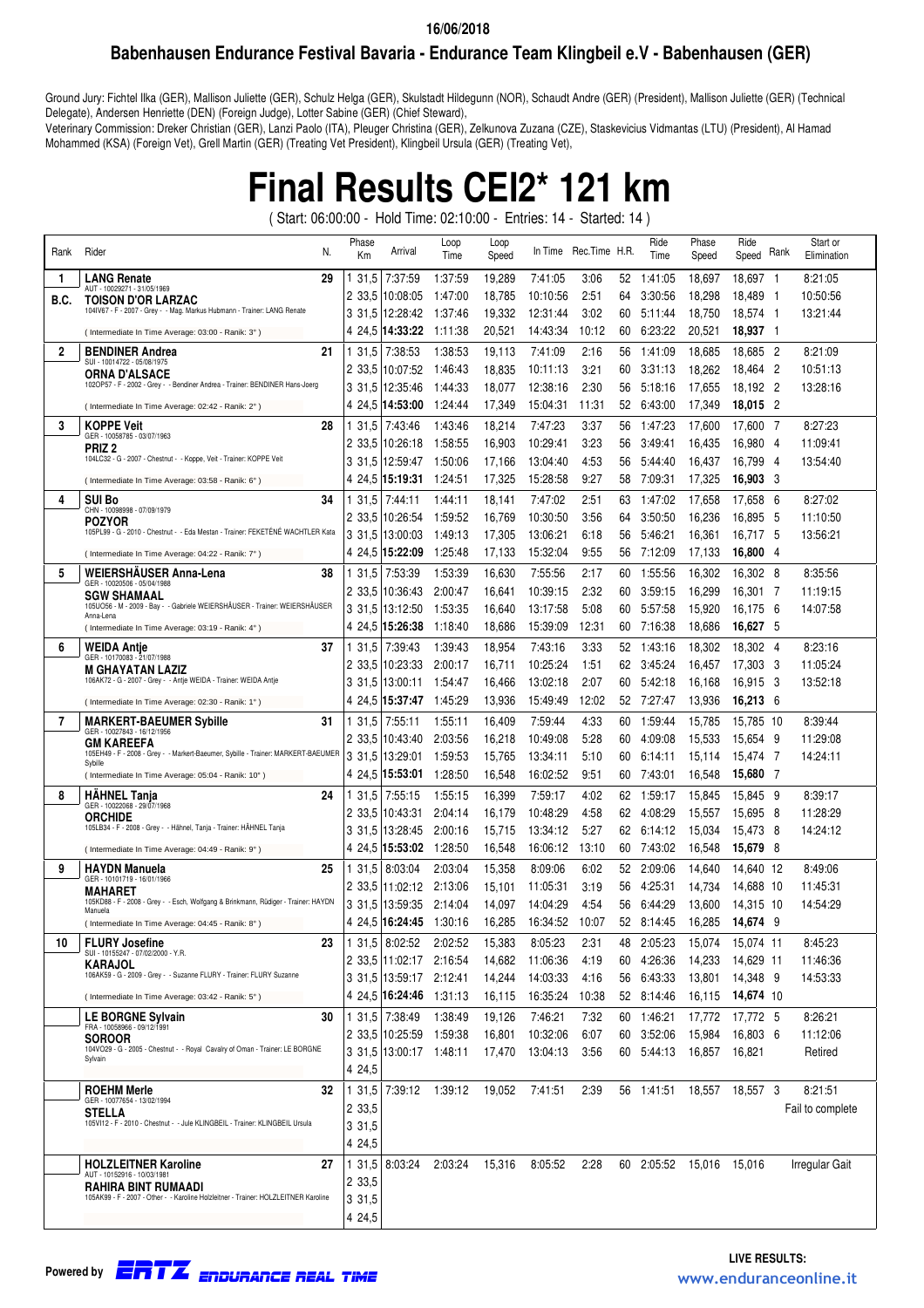16/06/2018

## Babenhausen Endurance Festival Bavaria - Endurance Team Klingbeil e.V - Babenhausen (GER)

Ground Jury: Fichtel Ilka (GER), Mallison Juliette (GER), Schulz Helga (GER), Skulstadt Hildegunn (NOR), Schaudt Andre (GER) (President), Mallison Juliette (GER) (Technical Delegate), Andersen Henriette (DEN) (Foreign Judge), Lotter Sabine (GER) (Chief Steward),
Veterinary Commission: Dreker Christian (GER), Lanzi Paolo (ITA), Pleuger Christina (GER), Zelkunova Zuzana (CZE), Staskevicius Vidmantas (LTU) (President), Al Hamad Mohammed (KSA) (Foreign Vet), Grell Martin (GER) (Treating Vet President), Klingbeil Ursula (GER) (Treating Vet),

# Final Results CEI2* 121 km

( Start: 06:00:00 - Hold Time: 02:10:00 - Entries: 14 - Started: 14 )

| Rank | Rider | N. | Phase | Km | Arrival | Loop Time | Loop Speed | In Time | Rec.Time | H.R. | Ride Time | Phase Speed | Ride Speed | Rank | Start or Elimination |
|---|---|---|---|---|---|---|---|---|---|---|---|---|---|---|---|
| 1 | **LANG Renate** AUT - 10029271 - 31/05/1969 | 29 | 1 | 31,5 | 7:37:59 | 1:37:59 | 19,289 | 7:41:05 | 3:06 | 52 | 1:41:05 | 18,697 | 18,697 | 1 | 8:21:05 |
| B.C. | **TOISON D'OR LARZAC** 104IV67 - F - 2007 - Grey - - Mag. Markus Hubmann - Trainer: LANG Renate | | 2 | 33,5 | 10:08:05 | 1:47:00 | 18,785 | 10:10:56 | 2:51 | 64 | 3:30:56 | 18,298 | 18,489 | 1 | 10:50:56 |
| | | | 3 | 31,5 | 12:28:42 | 1:37:46 | 19,332 | 12:31:44 | 3:02 | 60 | 5:11:44 | 18,750 | 18,574 | 1 | 13:21:44 |
| | ( Intermediate In Time Average: 03:00 - Ranik: 3° ) | | 4 | 24,5 | **14:33:22** | 1:11:38 | 20,521 | 14:43:34 | 10:12 | 60 | 6:23:22 | 20,521 | **18,937** | 1 | |
| 2 | **BENDINER Andrea** SUI - 10014722 - 05/08/1975 | 21 | 1 | 31,5 | 7:38:53 | 1:38:53 | 19,113 | 7:41:09 | 2:16 | 56 | 1:41:09 | 18,685 | 18,685 | 2 | 8:21:09 |
| | **ORNA D'ALSACE** 102OP57 - F - 2002 - Grey - - Bendiner Andrea - Trainer: BENDINER Hans-Joerg | | 2 | 33,5 | 10:07:52 | 1:46:43 | 18,835 | 10:11:13 | 3:21 | 60 | 3:31:13 | 18,262 | 18,464 | 2 | 10:51:13 |
| | | | 3 | 31,5 | 12:35:46 | 1:44:33 | 18,077 | 12:38:16 | 2:30 | 56 | 5:18:16 | 17,655 | 18,192 | 2 | 13:28:16 |
| | ( Intermediate In Time Average: 02:42 - Ranik: 2° ) | | 4 | 24,5 | **14:53:00** | 1:24:44 | 17,349 | 15:04:31 | 11:31 | 52 | 6:43:00 | 17,349 | **18,015** | 2 | |
| 3 | **KOPPE Veit** GER - 10058785 - 03/07/1963 | 28 | 1 | 31,5 | 7:43:46 | 1:43:46 | 18,214 | 7:47:23 | 3:37 | 56 | 1:47:23 | 17,600 | 17,600 | 7 | 8:27:23 |
| | **PRIZ 2** 104LC32 - G - 2007 - Chestnut - - Koppe, Veit - Trainer: KOPPE Veit | | 2 | 33,5 | 10:26:18 | 1:58:55 | 16,903 | 10:29:41 | 3:23 | 56 | 3:49:41 | 16,435 | 16,980 | 4 | 11:09:41 |
| | | | 3 | 31,5 | 12:59:47 | 1:50:06 | 17,166 | 13:04:40 | 4:53 | 56 | 5:44:40 | 16,437 | 16,799 | 4 | 13:54:40 |
| | ( Intermediate In Time Average: 03:58 - Ranik: 6° ) | | 4 | 24,5 | **15:19:31** | 1:24:51 | 17,325 | 15:28:58 | 9:27 | 58 | 7:09:31 | 17,325 | **16,903** | 3 | |
| 4 | **SUI Bo** CHN - 10098998 - 07/09/1979 | 34 | 1 | 31,5 | 7:44:11 | 1:44:11 | 18,141 | 7:47:02 | 2:51 | 63 | 1:47:02 | 17,658 | 17,658 | 6 | 8:27:02 |
| | **POZYOR** 105PL99 - G - 2010 - Chestnut - - Eda Mestan - Trainer: FEKETÉNÉ WACHTLER Kata | | 2 | 33,5 | 10:26:54 | 1:59:52 | 16,769 | 10:30:50 | 3:56 | 64 | 3:50:50 | 16,236 | 16,895 | 5 | 11:10:50 |
| | | | 3 | 31,5 | 13:00:03 | 1:49:13 | 17,305 | 13:06:21 | 6:18 | 56 | 5:46:21 | 16,361 | 16,717 | 5 | 13:56:21 |
| | ( Intermediate In Time Average: 04:22 - Ranik: 7° ) | | 4 | 24,5 | **15:22:09** | 1:25:48 | 17,133 | 15:32:04 | 9:55 | 56 | 7:12:09 | 17,133 | **16,800** | 4 | |
| 5 | **WEIERSHÄUSER Anna-Lena** GER - 10020506 - 05/04/1988 | 38 | 1 | 31,5 | 7:53:39 | 1:53:39 | 16,630 | 7:55:56 | 2:17 | 60 | 1:55:56 | 16,302 | 16,302 | 8 | 8:35:56 |
| | **SGW SHAMAAL** 105UO56 - M - 2009 - Bay - - Gabriele WEIERSHÄUSER - Trainer: WEIERSHÄUSER Anna-Lena | | 2 | 33,5 | 10:36:43 | 2:00:47 | 16,641 | 10:39:15 | 2:32 | 60 | 3:59:15 | 16,299 | 16,301 | 7 | 11:19:15 |
| | | | 3 | 31,5 | 13:12:50 | 1:53:35 | 16,640 | 13:17:58 | 5:08 | 60 | 5:57:58 | 15,920 | 16,175 | 6 | 14:07:58 |
| | ( Intermediate In Time Average: 03:19 - Ranik: 4° ) | | 4 | 24,5 | **15:26:38** | 1:18:40 | 18,686 | 15:39:09 | 12:31 | 60 | 7:16:38 | 18,686 | **16,627** | 5 | |
| 6 | **WEIDA Antje** GER - 10170083 - 21/07/1988 | 37 | 1 | 31,5 | 7:39:43 | 1:39:43 | 18,954 | 7:43:16 | 3:33 | 52 | 1:43:16 | 18,302 | 18,302 | 4 | 8:23:16 |
| | **M GHAYATAN LAZIZ** 106AK72 - G - 2007 - Grey - - Antje WEIDA - Trainer: WEIDA Antje | | 2 | 33,5 | 10:23:33 | 2:00:17 | 16,711 | 10:25:24 | 1:51 | 62 | 3:45:24 | 16,457 | 17,303 | 3 | 11:05:24 |
| | | | 3 | 31,5 | 13:00:11 | 1:54:47 | 16,466 | 13:02:18 | 2:07 | 60 | 5:42:18 | 16,168 | 16,915 | 3 | 13:52:18 |
| | ( Intermediate In Time Average: 02:30 - Ranik: 1° ) | | 4 | 24,5 | **15:37:47** | 1:45:29 | 13,936 | 15:49:49 | 12:02 | 52 | 7:27:47 | 13,936 | **16,213** | 6 | |
| 7 | **MARKERT-BAEUMER Sybille** GER - 10027843 - 16/12/1956 | 31 | 1 | 31,5 | 7:55:11 | 1:55:11 | 16,409 | 7:59:44 | 4:33 | 60 | 1:59:44 | 15,785 | 15,785 | 10 | 8:39:44 |
| | **GM KAREEFA** 105EH49 - F - 2008 - Grey - - Markert-Baeumer, Sybille - Trainer: MARKERT-BAEUMER Sybille | | 2 | 33,5 | 10:43:40 | 2:03:56 | 16,218 | 10:49:08 | 5:28 | 60 | 4:09:08 | 15,533 | 15,654 | 9 | 11:29:08 |
| | | | 3 | 31,5 | 13:29:01 | 1:59:53 | 15,765 | 13:34:11 | 5:10 | 60 | 6:14:11 | 15,114 | 15,474 | 7 | 14:24:11 |
| | ( Intermediate In Time Average: 05:04 - Ranik: 10° ) | | 4 | 24,5 | **15:53:01** | 1:28:50 | 16,548 | 16:02:52 | 9:51 | 60 | 7:43:01 | 16,548 | **15,680** | 7 | |
| 8 | **HÄHNEL Tanja** GER - 10022068 - 29/07/1968 | 24 | 1 | 31,5 | 7:55:15 | 1:55:15 | 16,399 | 7:59:17 | 4:02 | 62 | 1:59:17 | 15,845 | 15,845 | 9 | 8:39:17 |
| | **ORCHIDE** 105LB34 - F - 2008 - Grey - - Hähnel, Tanja - Trainer: HÄHNEL Tanja | | 2 | 33,5 | 10:43:31 | 2:04:14 | 16,179 | 10:48:29 | 4:58 | 62 | 4:08:29 | 15,557 | 15,695 | 8 | 11:28:29 |
| | | | 3 | 31,5 | 13:28:45 | 2:00:16 | 15,715 | 13:34:12 | 5:27 | 62 | 6:14:12 | 15,034 | 15,473 | 8 | 14:24:12 |
| | ( Intermediate In Time Average: 04:49 - Ranik: 9° ) | | 4 | 24,5 | **15:53:02** | 1:28:50 | 16,548 | 16:06:12 | 13:10 | 60 | 7:43:02 | 16,548 | **15,679** | 8 | |
| 9 | **HAYDN Manuela** GER - 10101719 - 16/01/1966 | 25 | 1 | 31,5 | 8:03:04 | 2:03:04 | 15,358 | 8:09:06 | 6:02 | 52 | 2:09:06 | 14,640 | 14,640 | 12 | 8:49:06 |
| | **MAHARET** 105KD88 - F - 2008 - Grey - - Esch, Wolfgang & Brinkmann, Rüdiger - Trainer: HAYDN Manuela | | 2 | 33,5 | 11:02:12 | 2:13:06 | 15,101 | 11:05:31 | 3:19 | 56 | 4:25:31 | 14,734 | 14,688 | 10 | 11:45:31 |
| | | | 3 | 31,5 | 13:59:35 | 2:14:04 | 14,097 | 14:04:29 | 4:54 | 56 | 6:44:29 | 13,600 | 14,315 | 10 | 14:54:29 |
| | ( Intermediate In Time Average: 04:45 - Ranik: 8° ) | | 4 | 24,5 | **16:24:45** | 1:30:16 | 16,285 | 16:34:52 | 10:07 | 52 | 8:14:45 | 16,285 | **14,674** | 9 | |
| 10 | **FLURY Josefine** SUI - 10155247 - 07/02/2000 - Y.R. | 23 | 1 | 31,5 | 8:02:52 | 2:02:52 | 15,383 | 8:05:23 | 2:31 | 48 | 2:05:23 | 15,074 | 15,074 | 11 | 8:45:23 |
| | **KARAJOL** 106AK59 - G - 2009 - Grey - - Suzanne FLURY - Trainer: FLURY Suzanne | | 2 | 33,5 | 11:02:17 | 2:16:54 | 14,682 | 11:06:36 | 4:19 | 60 | 4:26:36 | 14,233 | 14,629 | 11 | 11:46:36 |
| | | | 3 | 31,5 | 13:59:17 | 2:12:41 | 14,244 | 14:03:33 | 4:16 | 56 | 6:43:33 | 13,801 | 14,348 | 9 | 14:53:33 |
| | ( Intermediate In Time Average: 03:42 - Ranik: 5° ) | | 4 | 24,5 | **16:24:46** | 1:31:13 | 16,115 | 16:35:24 | 10:38 | 52 | 8:14:46 | 16,115 | **14,674** | 10 | |
| | **LE BORGNE Sylvain** FRA - 10058966 - 09/12/1991 | 30 | 1 | 31,5 | 7:38:49 | 1:38:49 | 19,126 | 7:46:21 | 7:32 | 60 | 1:46:21 | 17,772 | 17,772 | 5 | 8:26:21 |
| | **SOROOR** 104VO29 - G - 2005 - Chestnut - - Royal Cavalry of Oman - Trainer: LE BORGNE Sylvain | | 2 | 33,5 | 10:25:59 | 1:59:38 | 16,801 | 10:32:06 | 6:07 | 60 | 3:52:06 | 15,984 | 16,803 | 6 | 11:12:06 |
| | | | 3 | 31,5 | 13:00:17 | 1:48:11 | 17,470 | 13:04:13 | 3:56 | 60 | 5:44:13 | 16,857 | 16,821 | | Retired |
| | | | 4 | 24,5 | | | | | | | | | | | |
| | **ROEHM Merle** GER - 10077654 - 13/02/1994 | 32 | 1 | 31,5 | 7:39:12 | 1:39:12 | 19,052 | 7:41:51 | 2:39 | 56 | 1:41:51 | 18,557 | 18,557 | 3 | 8:21:51 |
| | **STELLA** 105VI12 - F - 2010 - Chestnut - - Jule KLINGBEIL - Trainer: KLINGBEIL Ursula | | 2 | 33,5 | | | | | | | | | | | Fail to complete |
| | | | 3 | 31,5 | | | | | | | | | | | |
| | | | 4 | 24,5 | | | | | | | | | | | |
| | **HOLZLEITNER Karoline** AUT - 10152916 - 10/03/1981 | 27 | 1 | 31,5 | 8:03:24 | 2:03:24 | 15,316 | 8:05:52 | 2:28 | 60 | 2:05:52 | 15,016 | 15,016 | | Irregular Gait |
| | **RAHIRA BINT RUMAADI** 105AK99 - F - 2007 - Other - - Karoline Holzleitner - Trainer: HOLZLEITNER Karoline | | 2 | 33,5 | | | | | | | | | | | |
| | | | 3 | 31,5 | | | | | | | | | | | |
| | | | 4 | 24,5 | | | | | | | | | | | |

Powered by ERTZ ENDURANCE REAL TIME

LIVE RESULTS: www.enduranceonline.it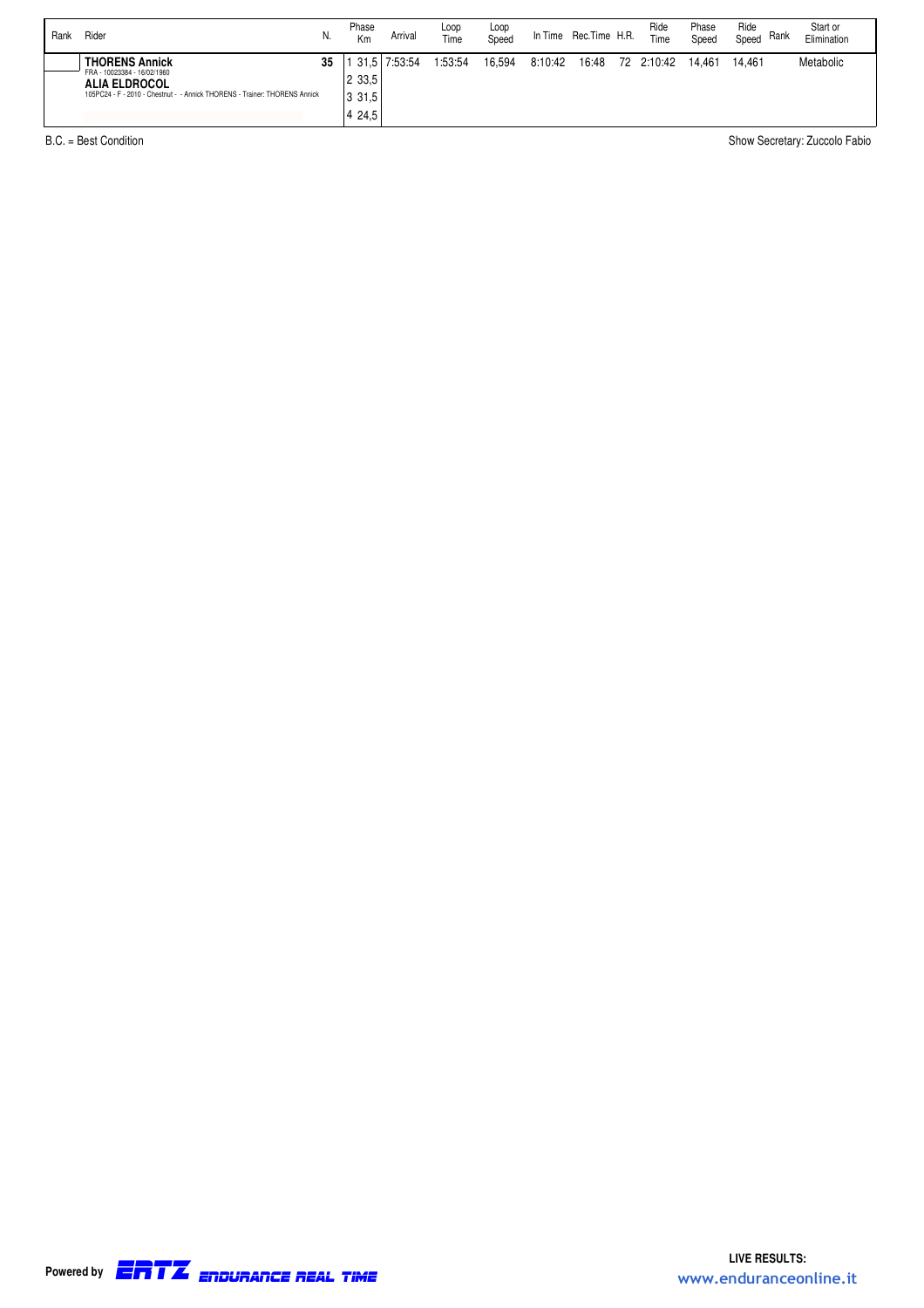| Rank | Rider | N. | Phase Km | Arrival | Loop Time | Loop Speed | In Time | Rec.Time | H.R. | Ride Time | Phase Speed | Ride Speed | Rank | Start or Elimination |
|---|---|---|---|---|---|---|---|---|---|---|---|---|---|---|
| | **THORENS Annick** FRA - 10023384 - 16/02/1960 **ALIA ELDROCOL** 105PC24 - F - 2010 - Chestnut - - Annick THORENS - Trainer: THORENS Annick | 35 | 1 31,5 | 7:53:54 | 1:53:54 | 16,594 | 8:10:42 | 16:48 | 72 | 2:10:42 | 14,461 | 14,461 | | Metabolic |
| | | | 2 33,5 | | | | | | | | | | | |
| | | | 3 31,5 | | | | | | | | | | | |
| | | | 4 24,5 | | | | | | | | | | | |

B.C. = Best Condition

Show Secretary: Zuccolo Fabio

Powered by ERTZ ENDURANCE REAL TIME

LIVE RESULTS:
www.enduranceonline.it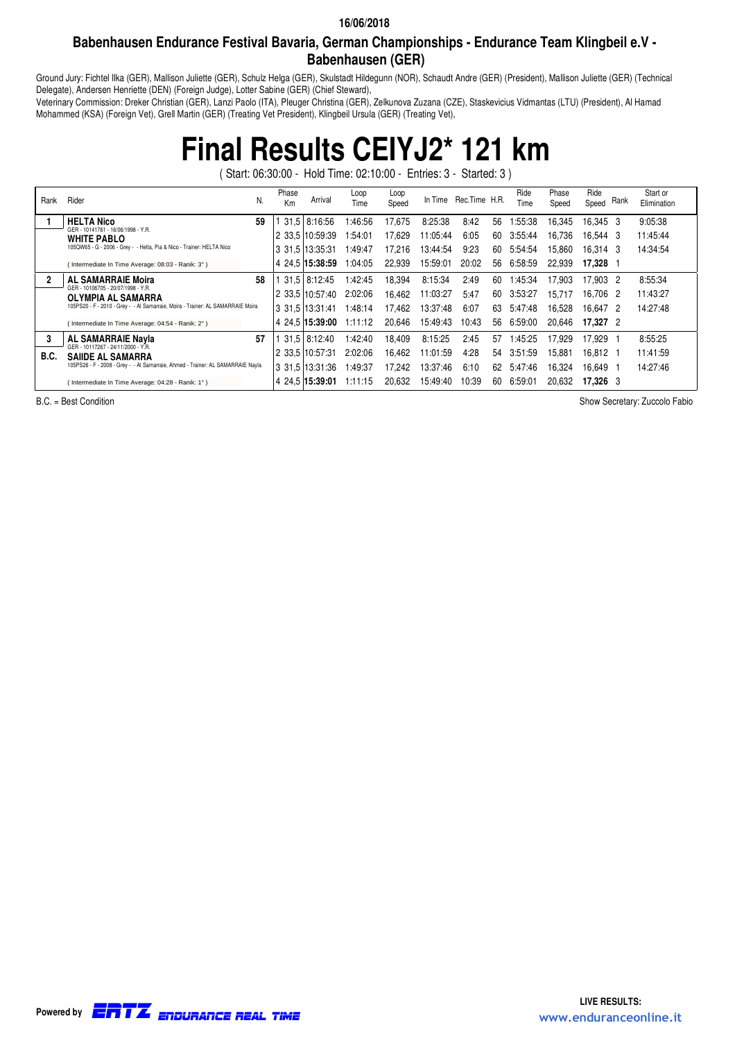16/06/2018

## Babenhausen Endurance Festival Bavaria, German Championships - Endurance Team Klingbeil e.V - Babenhausen (GER)

Ground Jury: Fichtel Ilka (GER), Mallison Juliette (GER), Schulz Helga (GER), Skulstadt Hildegunn (NOR), Schaudt Andre (GER) (President), Mallison Juliette (GER) (Technical Delegate), Andersen Henriette (DEN) (Foreign Judge), Lotter Sabine (GER) (Chief Steward),
Veterinary Commission: Dreker Christian (GER), Lanzi Paolo (ITA), Pleuger Christina (GER), Zelkunova Zuzana (CZE), Staskevicius Vidmantas (LTU) (President), Al Hamad Mohammed (KSA) (Foreign Vet), Grell Martin (GER) (Treating Vet President), Klingbeil Ursula (GER) (Treating Vet),

# Final Results CEIYJ2* 121 km

( Start: 06:30:00 - Hold Time: 02:10:00 - Entries: 3 - Started: 3 )

| Rank | Rider | N. | Phase Km | Arrival | Loop Time | Loop Speed | In Time | Rec.Time | H.R. | Ride Time | Phase Speed | Ride Speed | Rank | Start or Elimination |
|---|---|---|---|---|---|---|---|---|---|---|---|---|---|---|
| 1 | **HELTA Nico** GER - 10141761 - 16/06/1998 - Y.R. | 59 | 1 31,5 | 8:16:56 | 1:46:56 | 17,675 | 8:25:38 | 8:42 | 56 | 1:55:38 | 16,345 | 16,345 | 3 | 9:05:38 |
| | **WHITE PABLO** | | 2 33,5 | 10:59:39 | 1:54:01 | 17,629 | 11:05:44 | 6:05 | 60 | 3:55:44 | 16,736 | 16,544 | 3 | 11:45:44 |
| | 105QW65 - G - 2006 - Grey - - Helta, Pia & Nico - Trainer: HELTA Nico | | 3 31,5 | 13:35:31 | 1:49:47 | 17,216 | 13:44:54 | 9:23 | 60 | 5:54:54 | 15,860 | 16,314 | 3 | 14:34:54 |
| | ( Intermediate In Time Average: 08:03 - Ranik: 3° ) | | 4 24,5 | **15:38:59** | 1:04:05 | 22,939 | 15:59:01 | 20:02 | 56 | 6:58:59 | 22,939 | **17,328** | 1 | |
| 2 | **AL SAMARRAIE Moira** GER - 10106705 - 20/07/1998 - Y.R. | 58 | 1 31,5 | 8:12:45 | 1:42:45 | 18,394 | 8:15:34 | 2:49 | 60 | 1:45:34 | 17,903 | 17,903 | 2 | 8:55:34 |
| | **OLYMPIA AL SAMARRA** | | 2 33,5 | 10:57:40 | 2:02:06 | 16,462 | 11:03:27 | 5:47 | 60 | 3:53:27 | 15,717 | 16,706 | 2 | 11:43:27 |
| | 105PS20 - F - 2010 - Grey - - Al Samarraie, Moira - Trainer: AL SAMARRAIE Moira | | 3 31,5 | 13:31:41 | 1:48:14 | 17,462 | 13:37:48 | 6:07 | 63 | 5:47:48 | 16,528 | 16,647 | 2 | 14:27:48 |
| | ( Intermediate In Time Average: 04:54 - Ranik: 2° ) | | 4 24,5 | **15:39:00** | 1:11:12 | 20,646 | 15:49:43 | 10:43 | 56 | 6:59:00 | 20,646 | **17,327** | 2 | |
| 3 | **AL SAMARRAIE Nayla** GER - 10117267 - 24/11/2000 - Y.R. | 57 | 1 31,5 | 8:12:40 | 1:42:40 | 18,409 | 8:15:25 | 2:45 | 57 | 1:45:25 | 17,929 | 17,929 | 1 | 8:55:25 |
| B.C. | **SAIIDE AL SAMARRA** | | 2 33,5 | 10:57:31 | 2:02:06 | 16,462 | 11:01:59 | 4:28 | 54 | 3:51:59 | 15,881 | 16,812 | 1 | 11:41:59 |
| | 105PS26 - F - 2008 - Grey - - Al Samarraie, Ahmed - Trainer: AL SAMARRAIE Nayla | | 3 31,5 | 13:31:36 | 1:49:37 | 17,242 | 13:37:46 | 6:10 | 62 | 5:47:46 | 16,324 | 16,649 | 1 | 14:27:46 |
| | ( Intermediate In Time Average: 04:28 - Ranik: 1° ) | | 4 24,5 | **15:39:01** | 1:11:15 | 20,632 | 15:49:40 | 10:39 | 60 | 6:59:01 | 20,632 | **17,326** | 3 | |

B.C. = Best Condition

Show Secretary: Zuccolo Fabio

Powered by ERTZ ENDURANCE REAL TIME

LIVE RESULTS: www.enduranceonline.it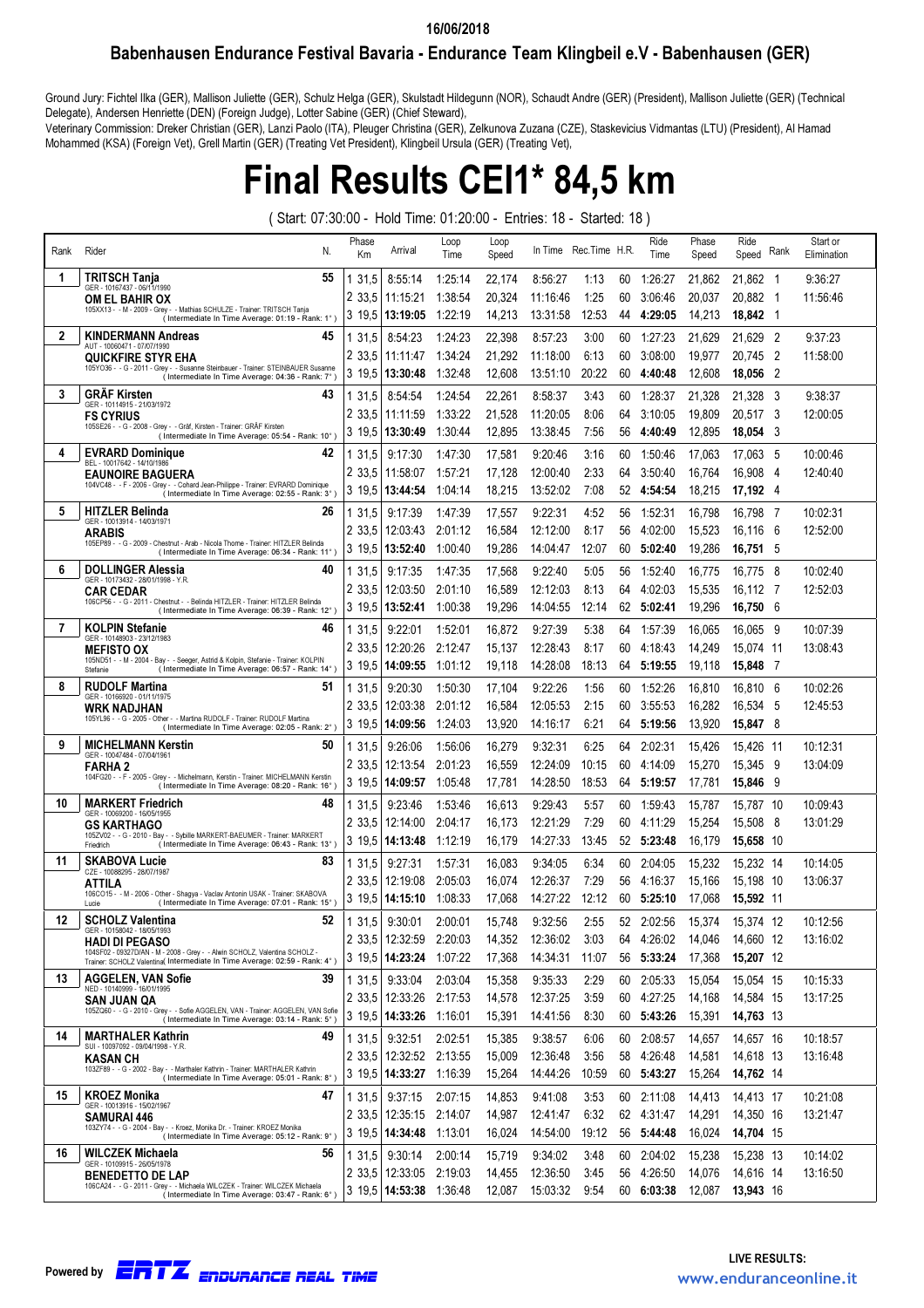16/06/2018

## Babenhausen Endurance Festival Bavaria - Endurance Team Klingbeil e.V - Babenhausen (GER)

Ground Jury: Fichtel Ilka (GER), Mallison Juliette (GER), Schulz Helga (GER), Skulstadt Hildegunn (NOR), Schaudt Andre (GER) (President), Mallison Juliette (GER) (Technical Delegate), Andersen Henriette (DEN) (Foreign Judge), Lotter Sabine (GER) (Chief Steward),
Veterinary Commission: Dreker Christian (GER), Lanzi Paolo (ITA), Pleuger Christina (GER), Zelkunova Zuzana (CZE), Staskevicius Vidmantas (LTU) (President), Al Hamad Mohammed (KSA) (Foreign Vet), Grell Martin (GER) (Treating Vet President), Klingbeil Ursula (GER) (Treating Vet),

# Final Results CEI1* 84,5 km

( Start: 07:30:00 - Hold Time: 01:20:00 - Entries: 18 - Started: 18 )

| Rank | Rider | N. | Phase Km | Arrival | Loop Time | Loop Speed | In Time | Rec.Time | H.R. | Ride Time | Phase Speed | Ride Speed | Rank | Start or Elimination |
|---|---|---|---|---|---|---|---|---|---|---|---|---|---|---|
| 1 | **TRITSCH Tanja** GER - 10167437 - 06/11/1990 **OM EL BAHIR OX** 105XX13 - - M - 2009 - Grey - - Mathias SCHULZE - Trainer: TRITSCH Tanja (Intermediate In Time Average: 01:19 - Rank: 1°) | 55 | 1 31,5 | 8:55:14 | 1:25:14 | 22,174 | 8:56:27 | 1:13 | 60 | 1:26:27 | 21,862 | 21,862 | 1 | 9:36:27 |
| | | | 2 33,5 | 11:15:21 | 1:38:54 | 20,324 | 11:16:46 | 1:25 | 60 | 3:06:46 | 20,037 | 20,882 | 1 | 11:56:46 |
| | | | 3 19,5 | **13:19:05** | 1:22:19 | 14,213 | 13:31:58 | 12:53 | 44 | **4:29:05** | 14,213 | **18,842** | 1 | |
| 2 | **KINDERMANN Andreas** AUT - 10060471 - 07/07/1990 **QUICKFIRE STYR EHA** 105YO36 - - G - 2011 - Grey - - Susanne Steinbauer - Trainer: STEINBAUER Susanne (Intermediate In Time Average: 04:36 - Rank: 7°) | 45 | 1 31,5 | 8:54:23 | 1:24:23 | 22,398 | 8:57:23 | 3:00 | 60 | 1:27:23 | 21,629 | 21,629 | 2 | 9:37:23 |
| | | | 2 33,5 | 11:11:47 | 1:34:24 | 21,292 | 11:18:00 | 6:13 | 60 | 3:08:00 | 19,977 | 20,745 | 2 | 11:58:00 |
| | | | 3 19,5 | **13:30:48** | 1:32:48 | 12,608 | 13:51:10 | 20:22 | 60 | **4:40:48** | 12,608 | **18,056** | 2 | |
| 3 | **GRÄF Kirsten** GER - 10114915 - 21/03/1972 **FS CYRIUS** 105SE26 - - G - 2008 - Grey - - Gräf, Kirsten - Trainer: GRÄF Kirsten (Intermediate In Time Average: 05:54 - Rank: 10°) | 43 | 1 31,5 | 8:54:54 | 1:24:54 | 22,261 | 8:58:37 | 3:43 | 60 | 1:28:37 | 21,328 | 21,328 | 3 | 9:38:37 |
| | | | 2 33,5 | 11:11:59 | 1:33:22 | 21,528 | 11:20:05 | 8:06 | 64 | 3:10:05 | 19,809 | 20,517 | 3 | 12:00:05 |
| | | | 3 19,5 | **13:30:49** | 1:30:44 | 12,895 | 13:38:45 | 7:56 | 56 | **4:40:49** | 12,895 | **18,054** | 3 | |
| 4 | **EVRARD Dominique** BEL - 10017642 - 14/10/1986 **EAUNOIRE BAGUERA** 104VC48 - - F - 2006 - Grey - - Cohard Jean-Philippe - Trainer: EVRARD Dominique (Intermediate In Time Average: 02:55 - Rank: 3°) | 42 | 1 31,5 | 9:17:30 | 1:47:30 | 17,581 | 9:20:46 | 3:16 | 60 | 1:50:46 | 17,063 | 17,063 | 5 | 10:00:46 |
| | | | 2 33,5 | 11:58:07 | 1:57:21 | 17,128 | 12:00:40 | 2:33 | 64 | 3:50:40 | 16,764 | 16,908 | 4 | 12:40:40 |
| | | | 3 19,5 | **13:44:54** | 1:04:14 | 18,215 | 13:52:02 | 7:08 | 52 | **4:54:54** | 18,215 | **17,192** | 4 | |
| 5 | **HITZLER Belinda** GER - 10013914 - 14/03/1971 **ARABIS** 105EP89 - - G - 2009 - Chestnut - Arab - Nicola Thome - Trainer: HITZLER Belinda (Intermediate In Time Average: 06:34 - Rank: 11°) | 26 | 1 31,5 | 9:17:39 | 1:47:39 | 17,557 | 9:22:31 | 4:52 | 56 | 1:52:31 | 16,798 | 16,798 | 7 | 10:02:31 |
| | | | 2 33,5 | 12:03:43 | 2:01:12 | 16,584 | 12:12:00 | 8:17 | 56 | 4:02:00 | 15,523 | 16,116 | 6 | 12:52:00 |
| | | | 3 19,5 | **13:52:40** | 1:00:40 | 19,286 | 14:04:47 | 12:07 | 60 | **5:02:40** | 19,286 | **16,751** | 5 | |
| 6 | **DOLLINGER Alessia** GER - 10173432 - 28/01/1998 - Y.R. **CAR CEDAR** 106CP56 - - G - 2011 - Chestnut - - Belinda HITZLER - Trainer: HITZLER Belinda (Intermediate In Time Average: 06:39 - Rank: 12°) | 40 | 1 31,5 | 9:17:35 | 1:47:35 | 17,568 | 9:22:40 | 5:05 | 56 | 1:52:40 | 16,775 | 16,775 | 8 | 10:02:40 |
| | | | 2 33,5 | 12:03:50 | 2:01:10 | 16,589 | 12:12:03 | 8:13 | 64 | 4:02:03 | 15,535 | 16,112 | 7 | 12:52:03 |
| | | | 3 19,5 | **13:52:41** | 1:00:38 | 19,296 | 14:04:55 | 12:14 | 62 | **5:02:41** | 19,296 | **16,750** | 6 | |
| 7 | **KOLPIN Stefanie** GER - 10148903 - 23/12/1983 **MEFISTO OX** 105ND51 - - M - 2004 - Bay - - Seeger, Astrid & Kolpin, Stefanie - Trainer: KOLPIN Stefanie (Intermediate In Time Average: 06:57 - Rank: 14°) | 46 | 1 31,5 | 9:22:01 | 1:52:01 | 16,872 | 9:27:39 | 5:38 | 64 | 1:57:39 | 16,065 | 16,065 | 9 | 10:07:39 |
| | | | 2 33,5 | 12:20:26 | 2:12:47 | 15,137 | 12:28:43 | 8:17 | 60 | 4:18:43 | 14,249 | 15,074 | 11 | 13:08:43 |
| | | | 3 19,5 | **14:09:55** | 1:01:12 | 19,118 | 14:28:08 | 18:13 | 64 | **5:19:55** | 19,118 | **15,848** | 7 | |
| 8 | **RUDOLF Martina** GER - 10166920 - 01/11/1975 **WRK NADJHAN** 105VL96 - - G - 2005 - Other - - Martina RUDOLF - Trainer: RUDOLF Martina (Intermediate In Time Average: 02:05 - Rank: 2°) | 51 | 1 31,5 | 9:20:30 | 1:50:30 | 17,104 | 9:22:26 | 1:56 | 60 | 1:52:26 | 16,810 | 16,810 | 6 | 10:02:26 |
| | | | 2 33,5 | 12:03:38 | 2:01:12 | 16,584 | 12:05:53 | 2:15 | 60 | 3:55:53 | 16,282 | 16,534 | 5 | 12:45:53 |
| | | | 3 19,5 | **14:09:56** | 1:24:03 | 13,920 | 14:16:17 | 6:21 | 64 | **5:19:56** | 13,920 | **15,847** | 8 | |
| 9 | **MICHELMANN Kerstin** GER - 10047484 - 07/04/1961 **FARHA 2** 104FG20 - - F - 2005 - Grey - - Michelmann, Kerstin - Trainer: MICHELMANN Kerstin (Intermediate In Time Average: 08:20 - Rank: 16°) | 50 | 1 31,5 | 9:26:06 | 1:56:06 | 16,279 | 9:32:31 | 6:25 | 64 | 2:02:31 | 15,426 | 15,426 | 11 | 10:12:31 |
| | | | 2 33,5 | 12:13:54 | 2:01:23 | 16,559 | 12:24:09 | 10:15 | 60 | 4:14:09 | 15,270 | 15,345 | 9 | 13:04:09 |
| | | | 3 19,5 | **14:09:57** | 1:05:48 | 17,781 | 14:28:50 | 18:53 | 64 | **5:19:57** | 17,781 | **15,846** | 9 | |
| 10 | **MARKERT Friedrich** GER - 10069200 - 16/05/1955 **GS KARTHAGO** 105ZV02 - - G - 2010 - Bay - - Sybille MARKERT-BAEUMER - Trainer: MARKERT Friedrich (Intermediate In Time Average: 06:43 - Rank: 13°) | 48 | 1 31,5 | 9:23:46 | 1:53:46 | 16,613 | 9:29:43 | 5:57 | 60 | 1:59:43 | 15,787 | 15,787 | 10 | 10:09:43 |
| | | | 2 33,5 | 12:14:00 | 2:04:17 | 16,173 | 12:21:29 | 7:29 | 60 | 4:11:29 | 15,254 | 15,508 | 8 | 13:01:29 |
| | | | 3 19,5 | **14:13:48** | 1:12:19 | 16,179 | 14:27:33 | 13:45 | 52 | **5:23:48** | 16,179 | **15,658** | 10 | |
| 11 | **SKABOVA Lucie** CZE - 10088295 - 28/07/1987 **ATTILA** 106CO15 - - M - 2006 - Other - Shagya - Vaclav Antonin USAK - Trainer: SKABOVA Lucie (Intermediate In Time Average: 07:01 - Rank: 15°) | 83 | 1 31,5 | 9:27:31 | 1:57:31 | 16,083 | 9:34:05 | 6:34 | 60 | 2:04:05 | 15,232 | 15,232 | 14 | 10:14:05 |
| | | | 2 33,5 | 12:19:08 | 2:05:03 | 16,074 | 12:26:37 | 7:29 | 56 | 4:16:37 | 15,166 | 15,198 | 10 | 13:06:37 |
| | | | 3 19,5 | **14:15:10** | 1:08:33 | 17,068 | 14:27:22 | 12:12 | 60 | **5:25:10** | 17,068 | **15,592** | 11 | |
| 12 | **SCHOLZ Valentina** GER - 10158042 - 18/05/1993 **HADI DI PEGASO** 104SF02 - 09327D/AN - M - 2008 - Grey - - Alwin SCHOLZ, Valentina SCHOLZ - Trainer: SCHOLZ Valentina (Intermediate In Time Average: 02:59 - Rank: 4°) | 52 | 1 31,5 | 9:30:01 | 2:00:01 | 15,748 | 9:32:56 | 2:55 | 52 | 2:02:56 | 15,374 | 15,374 | 12 | 10:12:56 |
| | | | 2 33,5 | 12:32:59 | 2:20:03 | 14,352 | 12:36:02 | 3:03 | 64 | 4:26:02 | 14,046 | 14,660 | 12 | 13:16:02 |
| | | | 3 19,5 | **14:23:24** | 1:07:22 | 17,368 | 14:34:31 | 11:07 | 56 | **5:33:24** | 17,368 | **15,207** | 12 | |
| 13 | **AGGELEN, VAN Sofie** NED - 10140999 - 16/01/1995 **SAN JUAN QA** 105ZQ60 - - G - 2010 - Grey - - Sofie AGGELEN, VAN - Trainer: AGGELEN, VAN Sofie (Intermediate In Time Average: 03:14 - Rank: 5°) | 39 | 1 31,5 | 9:33:04 | 2:03:04 | 15,358 | 9:35:33 | 2:29 | 60 | 2:05:33 | 15,054 | 15,054 | 15 | 10:15:33 |
| | | | 2 33,5 | 12:33:26 | 2:17:53 | 14,578 | 12:37:25 | 3:59 | 60 | 4:27:25 | 14,168 | 14,584 | 15 | 13:17:25 |
| | | | 3 19,5 | **14:33:26** | 1:16:01 | 15,391 | 14:41:56 | 8:30 | 60 | **5:43:26** | 15,391 | **14,763** | 13 | |
| 14 | **MARTHALER Kathrin** SUI - 10097092 - 09/04/1998 - Y.R. **KASAN CH** 103ZF89 - - G - 2002 - Bay - - Marthaler Kathrin - Trainer: MARTHALER Kathrin (Intermediate In Time Average: 05:01 - Rank: 8°) | 49 | 1 31,5 | 9:32:51 | 2:02:51 | 15,385 | 9:38:57 | 6:06 | 60 | 2:08:57 | 14,657 | 14,657 | 16 | 10:18:57 |
| | | | 2 33,5 | 12:32:52 | 2:13:55 | 15,009 | 12:36:48 | 3:56 | 58 | 4:26:48 | 14,581 | 14,618 | 13 | 13:16:48 |
| | | | 3 19,5 | **14:33:27** | 1:16:39 | 15,264 | 14:44:26 | 10:59 | 60 | **5:43:27** | 15,264 | **14,762** | 14 | |
| 15 | **KROEZ Monika** GER - 10013916 - 15/02/1967 **SAMURAI 446** 103ZY74 - - G - 2004 - Bay - - Kroez, Monika Dr. - Trainer: KROEZ Monika (Intermediate In Time Average: 05:12 - Rank: 9°) | 47 | 1 31,5 | 9:37:15 | 2:07:15 | 14,853 | 9:41:08 | 3:53 | 60 | 2:11:08 | 14,413 | 14,413 | 17 | 10:21:08 |
| | | | 2 33,5 | 12:35:15 | 2:14:07 | 14,987 | 12:41:47 | 6:32 | 62 | 4:31:47 | 14,291 | 14,350 | 16 | 13:21:47 |
| | | | 3 19,5 | **14:34:48** | 1:13:01 | 16,024 | 14:54:00 | 19:12 | 56 | **5:44:48** | 16,024 | **14,704** | 15 | |
| 16 | **WILCZEK Michaela** GER - 10109915 - 26/05/1978 **BENEDETTO DE LAP** 106CA24 - - G - 2011 - Grey - - Michaela WILCZEK - Trainer: WILCZEK Michaela (Intermediate In Time Average: 03:47 - Rank: 6°) | 56 | 1 31,5 | 9:30:14 | 2:00:14 | 15,719 | 9:34:02 | 3:48 | 60 | 2:04:02 | 15,238 | 15,238 | 13 | 10:14:02 |
| | | | 2 33,5 | 12:33:05 | 2:19:03 | 14,455 | 12:36:50 | 3:45 | 56 | 4:26:50 | 14,076 | 14,616 | 14 | 13:16:50 |
| | | | 3 19,5 | **14:53:38** | 1:36:48 | 12,087 | 15:03:32 | 9:54 | 60 | **6:03:38** | 12,087 | **13,943** | 16 | |

Powered by ERTZ ENDURANCE REAL TIME

LIVE RESULTS: www.enduranceonline.it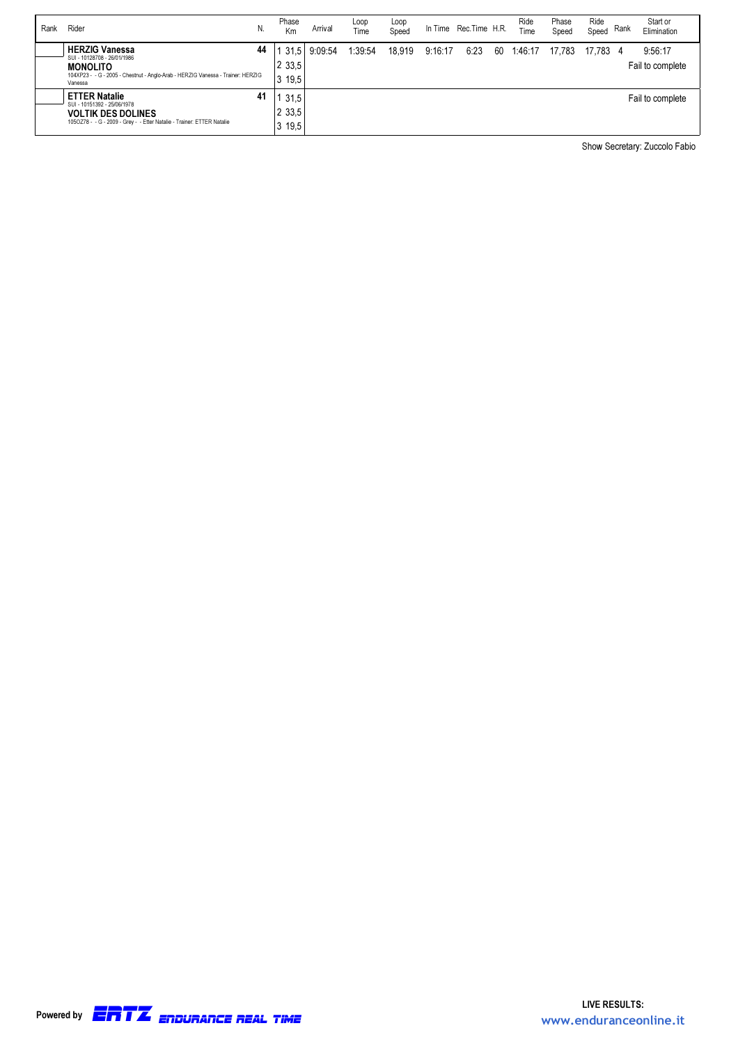| Rank | Rider | N. | Phase Km | Arrival | Loop Time | Loop Speed | In Time | Rec.Time | H.R. | Ride Time | Phase Speed | Ride Speed | Rank | Start or Elimination |
|---|---|---|---|---|---|---|---|---|---|---|---|---|---|---|
| | **HERZIG Vanessa**<br>SUI - 10128708 - 26/01/1986<br>**MONOLITO**<br>104XP23 - - G - 2005 - Chestnut - Anglo-Arab - HERZIG Vanessa - Trainer: HERZIG Vanessa | 44 | 1 31,5 | 9:09:54 | 1:39:54 | 18,919 | 9:16:17 | 6:23 | 60 | 1:46:17 | 17,783 | 17,783 | 4 | 9:56:17 |
| | | | 2 33,5 | | | | | | | | | | | Fail to complete |
| | | | 3 19,5 | | | | | | | | | | | |
| | **ETTER Natalie**<br>SUI - 10151392 - 25/06/1978<br>**VOLTIK DES DOLINES**<br>105OZ78 - - G - 2009 - Grey - - Etter Natalie - Trainer: ETTER Natalie | 41 | 1 31,5 | | | | | | | | | | | Fail to complete |
| | | | 2 33,5 | | | | | | | | | | | |
| | | | 3 19,5 | | | | | | | | | | | |

Show Secretary: Zuccolo Fabio

Powered by ERTZ ENDURANCE REAL TIME

LIVE RESULTS:
www.enduranceonline.it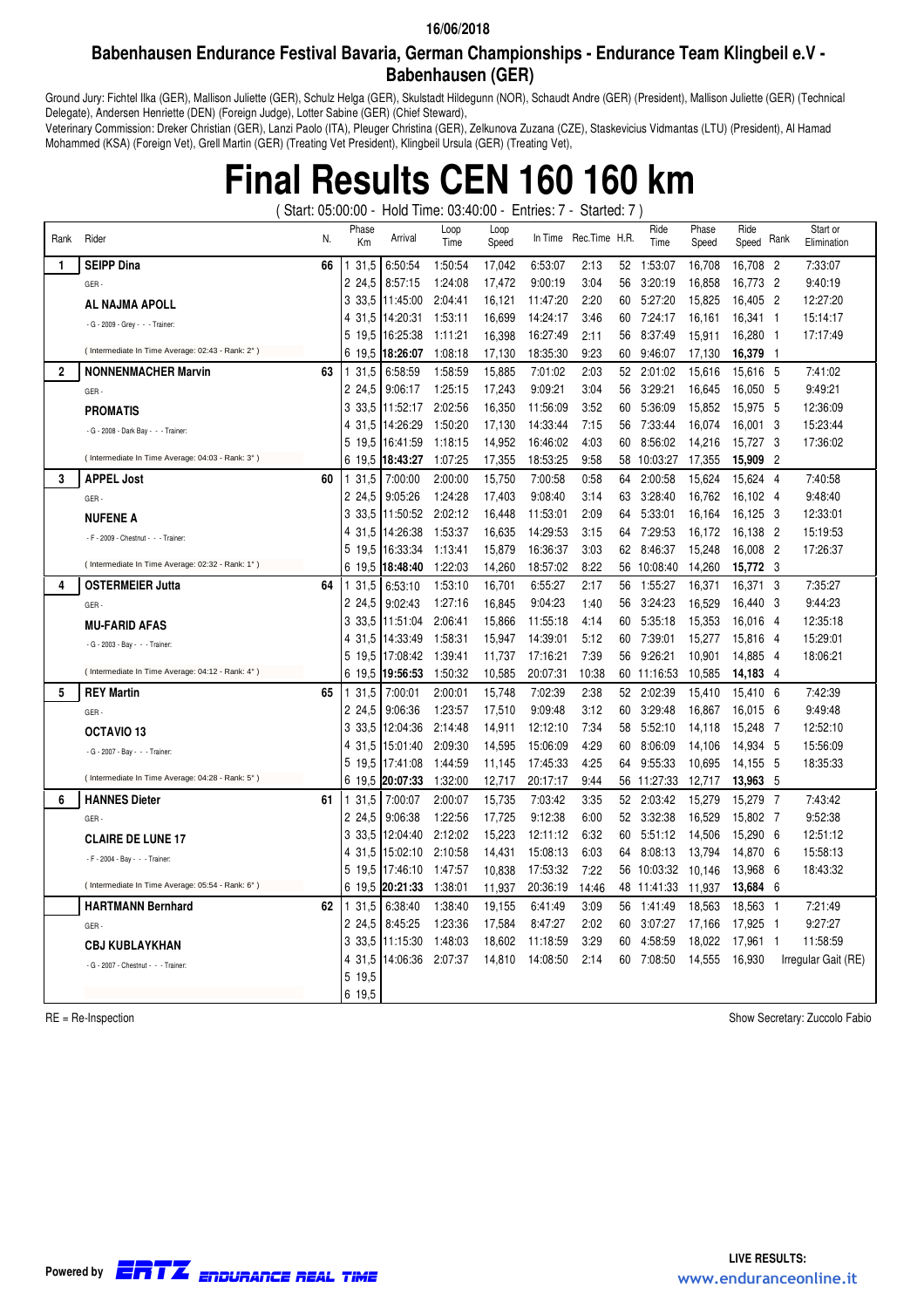16/06/2018

## Babenhausen Endurance Festival Bavaria, German Championships - Endurance Team Klingbeil e.V - Babenhausen (GER)

Ground Jury: Fichtel Ilka (GER), Mallison Juliette (GER), Schulz Helga (GER), Skulstadt Hildegunn (NOR), Schaudt Andre (GER) (President), Mallison Juliette (GER) (Technical Delegate), Andersen Henriette (DEN) (Foreign Judge), Lotter Sabine (GER) (Chief Steward),
Veterinary Commission: Dreker Christian (GER), Lanzi Paolo (ITA), Pleuger Christina (GER), Zelkunova Zuzana (CZE), Staskevicius Vidmantas (LTU) (President), Al Hamad Mohammed (KSA) (Foreign Vet), Grell Martin (GER) (Treating Vet President), Klingbeil Ursula (GER) (Treating Vet),

# Final Results CEN 160 160 km

( Start: 05:00:00 - Hold Time: 03:40:00 - Entries: 7 - Started: 7 )

| Rank | Rider | N. | Phase | Km | Arrival | Loop Time | Loop Speed | In Time | Rec.Time | H.R. | Ride Time | Phase Speed | Ride Speed | Rank | Start or Elimination |
|---|---|---|---|---|---|---|---|---|---|---|---|---|---|---|---|
| 1 | **SEIPP Dina** | 66 | 1 | 31,5 | 6:50:54 | 1:50:54 | 17,042 | 6:53:07 | 2:13 | 52 | 1:53:07 | 16,708 | 16,708 | 2 | 7:33:07 |
| | GER - | | 2 | 24,5 | 8:57:15 | 1:24:08 | 17,472 | 9:00:19 | 3:04 | 56 | 3:20:19 | 16,858 | 16,773 | 2 | 9:40:19 |
| | **AL NAJMA APOLL** | | 3 | 33,5 | 11:45:00 | 2:04:41 | 16,121 | 11:47:20 | 2:20 | 60 | 5:27:20 | 15,825 | 16,405 | 2 | 12:27:20 |
| | - G - 2009 - Grey - - - Trainer: | | 4 | 31,5 | 14:20:31 | 1:53:11 | 16,699 | 14:24:17 | 3:46 | 60 | 7:24:17 | 16,161 | 16,341 | 1 | 15:14:17 |
| | | | 5 | 19,5 | 16:25:38 | 1:11:21 | 16,398 | 16:27:49 | 2:11 | 56 | 8:37:49 | 15,911 | 16,280 | 1 | 17:17:49 |
| | ( Intermediate In Time Average: 02:43 - Rank: 2° ) | | 6 | 19,5 | **18:26:07** | 1:08:18 | 17,130 | 18:35:30 | 9:23 | 60 | 9:46:07 | 17,130 | **16,379** | 1 | |
| 2 | **NONNENMACHER Marvin** | 63 | 1 | 31,5 | 6:58:59 | 1:58:59 | 15,885 | 7:01:02 | 2:03 | 52 | 2:01:02 | 15,616 | 15,616 | 5 | 7:41:02 |
| | GER - | | 2 | 24,5 | 9:06:17 | 1:25:15 | 17,243 | 9:09:21 | 3:04 | 56 | 3:29:21 | 16,645 | 16,050 | 5 | 9:49:21 |
| | **PROMATIS** | | 3 | 33,5 | 11:52:17 | 2:02:56 | 16,350 | 11:56:09 | 3:52 | 60 | 5:36:09 | 15,852 | 15,975 | 5 | 12:36:09 |
| | - G - 2008 - Dark Bay - - - Trainer: | | 4 | 31,5 | 14:26:29 | 1:50:20 | 17,130 | 14:33:44 | 7:15 | 56 | 7:33:44 | 16,074 | 16,001 | 3 | 15:23:44 |
| | | | 5 | 19,5 | 16:41:59 | 1:18:15 | 14,952 | 16:46:02 | 4:03 | 60 | 8:56:02 | 14,216 | 15,727 | 3 | 17:36:02 |
| | ( Intermediate In Time Average: 04:03 - Rank: 3° ) | | 6 | 19,5 | **18:43:27** | 1:07:25 | 17,355 | 18:53:25 | 9:58 | 58 | 10:03:27 | 17,355 | **15,909** | 2 | |
| 3 | **APPEL Jost** | 60 | 1 | 31,5 | 7:00:00 | 2:00:00 | 15,750 | 7:00:58 | 0:58 | 64 | 2:00:58 | 15,624 | 15,624 | 4 | 7:40:58 |
| | GER - | | 2 | 24,5 | 9:05:26 | 1:24:28 | 17,403 | 9:08:40 | 3:14 | 63 | 3:28:40 | 16,762 | 16,102 | 4 | 9:48:40 |
| | **NUFENE A** | | 3 | 33,5 | 11:50:52 | 2:02:12 | 16,448 | 11:53:01 | 2:09 | 64 | 5:33:01 | 16,164 | 16,125 | 3 | 12:33:01 |
| | - F - 2009 - Chestnut - - - Trainer: | | 4 | 31,5 | 14:26:38 | 1:53:37 | 16,635 | 14:29:53 | 3:15 | 64 | 7:29:53 | 16,172 | 16,138 | 2 | 15:19:53 |
| | | | 5 | 19,5 | 16:33:34 | 1:13:41 | 15,879 | 16:36:37 | 3:03 | 62 | 8:46:37 | 15,248 | 16,008 | 2 | 17:26:37 |
| | ( Intermediate In Time Average: 02:32 - Rank: 1° ) | | 6 | 19,5 | **18:48:40** | 1:22:03 | 14,260 | 18:57:02 | 8:22 | 56 | 10:08:40 | 14,260 | **15,772** | 3 | |
| 4 | **OSTERMEIER Jutta** | 64 | 1 | 31,5 | 6:53:10 | 1:53:10 | 16,701 | 6:55:27 | 2:17 | 56 | 1:55:27 | 16,371 | 16,371 | 3 | 7:35:27 |
| | GER - | | 2 | 24,5 | 9:02:43 | 1:27:16 | 16,845 | 9:04:23 | 1:40 | 56 | 3:24:23 | 16,529 | 16,440 | 3 | 9:44:23 |
| | **MU-FARID AFAS** | | 3 | 33,5 | 11:51:04 | 2:06:41 | 15,866 | 11:55:18 | 4:14 | 60 | 5:35:18 | 15,353 | 16,016 | 4 | 12:35:18 |
| | - G - 2003 - Bay - - - Trainer: | | 4 | 31,5 | 14:33:49 | 1:58:31 | 15,947 | 14:39:01 | 5:12 | 60 | 7:39:01 | 15,277 | 15,816 | 4 | 15:29:01 |
| | | | 5 | 19,5 | 17:08:42 | 1:39:41 | 11,737 | 17:16:21 | 7:39 | 56 | 9:26:21 | 10,901 | 14,885 | 4 | 18:06:21 |
| | ( Intermediate In Time Average: 04:12 - Rank: 4° ) | | 6 | 19,5 | **19:56:53** | 1:50:32 | 10,585 | 20:07:31 | 10:38 | 60 | 11:16:53 | 10,585 | **14,183** | 4 | |
| 5 | **REY Martin** | 65 | 1 | 31,5 | 7:00:01 | 2:00:01 | 15,748 | 7:02:39 | 2:38 | 52 | 2:02:39 | 15,410 | 15,410 | 6 | 7:42:39 |
| | GER - | | 2 | 24,5 | 9:06:36 | 1:23:57 | 17,510 | 9:09:48 | 3:12 | 60 | 3:29:48 | 16,867 | 16,015 | 6 | 9:49:48 |
| | **OCTAVIO 13** | | 3 | 33,5 | 12:04:36 | 2:14:48 | 14,911 | 12:12:10 | 7:34 | 58 | 5:52:10 | 14,118 | 15,248 | 7 | 12:52:10 |
| | - G - 2007 - Bay - - - Trainer: | | 4 | 31,5 | 15:01:40 | 2:09:30 | 14,595 | 15:06:09 | 4:29 | 60 | 8:06:09 | 14,106 | 14,934 | 5 | 15:56:09 |
| | | | 5 | 19,5 | 17:41:08 | 1:44:59 | 11,145 | 17:45:33 | 4:25 | 64 | 9:55:33 | 10,695 | 14,155 | 5 | 18:35:33 |
| | ( Intermediate In Time Average: 04:28 - Rank: 5° ) | | 6 | 19,5 | **20:07:33** | 1:32:00 | 12,717 | 20:17:17 | 9:44 | 56 | 11:27:33 | 12,717 | **13,963** | 5 | |
| 6 | **HANNES Dieter** | 61 | 1 | 31,5 | 7:00:07 | 2:00:07 | 15,735 | 7:03:42 | 3:35 | 52 | 2:03:42 | 15,279 | 15,279 | 7 | 7:43:42 |
| | GER - | | 2 | 24,5 | 9:06:38 | 1:22:56 | 17,725 | 9:12:38 | 6:00 | 52 | 3:32:38 | 16,529 | 15,802 | 7 | 9:52:38 |
| | **CLAIRE DE LUNE 17** | | 3 | 33,5 | 12:04:40 | 2:12:02 | 15,223 | 12:11:12 | 6:32 | 60 | 5:51:12 | 14,506 | 15,290 | 6 | 12:51:12 |
| | - F - 2004 - Bay - - - Trainer: | | 4 | 31,5 | 15:02:10 | 2:10:58 | 14,431 | 15:08:13 | 6:03 | 64 | 8:08:13 | 13,794 | 14,870 | 6 | 15:58:13 |
| | | | 5 | 19,5 | 17:46:10 | 1:47:57 | 10,838 | 17:53:32 | 7:22 | 56 | 10:03:32 | 10,146 | 13,968 | 6 | 18:43:32 |
| | ( Intermediate In Time Average: 05:54 - Rank: 6° ) | | 6 | 19,5 | **20:21:33** | 1:38:01 | 11,937 | 20:36:19 | 14:46 | 48 | 11:41:33 | 11,937 | **13,684** | 6 | |
| | **HARTMANN Bernhard** | 62 | 1 | 31,5 | 6:38:40 | 1:38:40 | 19,155 | 6:41:49 | 3:09 | 56 | 1:41:49 | 18,563 | 18,563 | 1 | 7:21:49 |
| | GER - | | 2 | 24,5 | 8:45:25 | 1:23:36 | 17,584 | 8:47:27 | 2:02 | 60 | 3:07:27 | 17,166 | 17,925 | 1 | 9:27:27 |
| | **CBJ KUBLAYKHAN** | | 3 | 33,5 | 11:15:30 | 1:48:03 | 18,602 | 11:18:59 | 3:29 | 60 | 4:58:59 | 18,022 | 17,961 | 1 | 11:58:59 |
| | - G - 2007 - Chestnut - - - Trainer: | | 4 | 31,5 | 14:06:36 | 2:07:37 | 14,810 | 14:08:50 | 2:14 | 60 | 7:08:50 | 14,555 | 16,930 | | Irregular Gait (RE) |
| | | | 5 | 19,5 | | | | | | | | | | | |
| | | | 6 | 19,5 | | | | | | | | | | | |

RE = Re-Inspection

Show Secretary: Zuccolo Fabio

Powered by ERTZ ENDURANCE REAL TIME

LIVE RESULTS: www.enduranceonline.it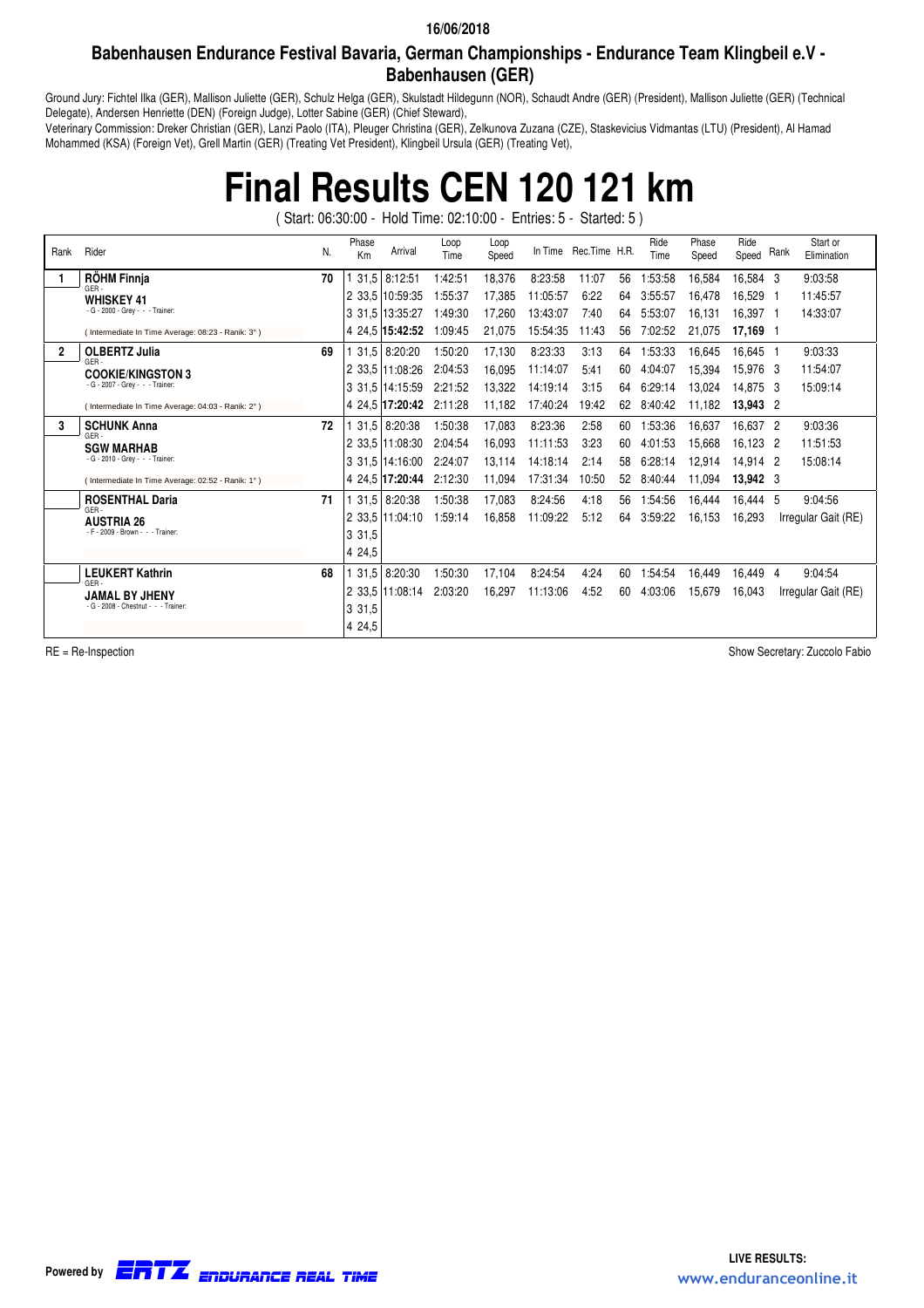16/06/2018

## Babenhausen Endurance Festival Bavaria, German Championships - Endurance Team Klingbeil e.V - Babenhausen (GER)

Ground Jury: Fichtel Ilka (GER), Mallison Juliette (GER), Schulz Helga (GER), Skulstadt Hildegunn (NOR), Schaudt Andre (GER) (President), Mallison Juliette (GER) (Technical Delegate), Andersen Henriette (DEN) (Foreign Judge), Lotter Sabine (GER) (Chief Steward),
Veterinary Commission: Dreker Christian (GER), Lanzi Paolo (ITA), Pleuger Christina (GER), Zelkunova Zuzana (CZE), Staskevicius Vidmantas (LTU) (President), Al Hamad Mohammed (KSA) (Foreign Vet), Grell Martin (GER) (Treating Vet President), Klingbeil Ursula (GER) (Treating Vet),

# Final Results CEN 120 121 km

( Start: 06:30:00 - Hold Time: 02:10:00 - Entries: 5 - Started: 5 )

| Rank | Rider | N. | Phase Km | Arrival | Loop Time | Loop Speed | In Time | Rec.Time | H.R. | Ride Time | Phase Speed | Ride Speed | Rank | Start or Elimination |
|---|---|---|---|---|---|---|---|---|---|---|---|---|---|---|
| 1 | **RÖHM Finnja** GER - | 70 | 1 31,5 | 8:12:51 | 1:42:51 | 18,376 | 8:23:58 | 11:07 | 56 | 1:53:58 | 16,584 | 16,584 | 3 | 9:03:58 |
| | **WHISKEY 41** | | 2 33,5 | 10:59:35 | 1:55:37 | 17,385 | 11:05:57 | 6:22 | 64 | 3:55:57 | 16,478 | 16,529 | 1 | 11:45:57 |
| | - G - 2000 - Grey - - - Trainer: | | 3 31,5 | 13:35:27 | 1:49:30 | 17,260 | 13:43:07 | 7:40 | 64 | 5:53:07 | 16,131 | 16,397 | 1 | 14:33:07 |
| | ( Intermediate In Time Average: 08:23 - Ranik: 3° ) | | 4 24,5 | **15:42:52** | 1:09:45 | 21,075 | 15:54:35 | 11:43 | 56 | 7:02:52 | 21,075 | **17,169** | 1 | |
| 2 | **OLBERTZ Julia** GER - | 69 | 1 31,5 | 8:20:20 | 1:50:20 | 17,130 | 8:23:33 | 3:13 | 64 | 1:53:33 | 16,645 | 16,645 | 1 | 9:03:33 |
| | **COOKIE/KINGSTON 3** | | 2 33,5 | 11:08:26 | 2:04:53 | 16,095 | 11:14:07 | 5:41 | 60 | 4:04:07 | 15,394 | 15,976 | 3 | 11:54:07 |
| | - G - 2007 - Grey - - - Trainer: | | 3 31,5 | 14:15:59 | 2:21:52 | 13,322 | 14:19:14 | 3:15 | 64 | 6:29:14 | 13,024 | 14,875 | 3 | 15:09:14 |
| | ( Intermediate In Time Average: 04:03 - Ranik: 2° ) | | 4 24,5 | **17:20:42** | 2:11:28 | 11,182 | 17:40:24 | 19:42 | 62 | 8:40:42 | 11,182 | **13,943** | 2 | |
| 3 | **SCHUNK Anna** GER - | 72 | 1 31,5 | 8:20:38 | 1:50:38 | 17,083 | 8:23:36 | 2:58 | 60 | 1:53:36 | 16,637 | 16,637 | 2 | 9:03:36 |
| | **SGW MARHAB** | | 2 33,5 | 11:08:30 | 2:04:54 | 16,093 | 11:11:53 | 3:23 | 60 | 4:01:53 | 15,668 | 16,123 | 2 | 11:51:53 |
| | - G - 2010 - Grey - - - Trainer: | | 3 31,5 | 14:16:00 | 2:24:07 | 13,114 | 14:18:14 | 2:14 | 58 | 6:28:14 | 12,914 | 14,914 | 2 | 15:08:14 |
| | ( Intermediate In Time Average: 02:52 - Ranik: 1° ) | | 4 24,5 | **17:20:44** | 2:12:30 | 11,094 | 17:31:34 | 10:50 | 52 | 8:40:44 | 11,094 | **13,942** | 3 | |
| | **ROSENTHAL Daria** GER - | 71 | 1 31,5 | 8:20:38 | 1:50:38 | 17,083 | 8:24:56 | 4:18 | 56 | 1:54:56 | 16,444 | 16,444 | 5 | 9:04:56 |
| | **AUSTRIA 26** | | 2 33,5 | 11:04:10 | 1:59:14 | 16,858 | 11:09:22 | 5:12 | 64 | 3:59:22 | 16,153 | 16,293 | | Irregular Gait (RE) |
| | - F - 2009 - Brown - - - Trainer: | | 3 31,5 | | | | | | | | | | | |
| | | | 4 24,5 | | | | | | | | | | | |
| | **LEUKERT Kathrin** GER - | 68 | 1 31,5 | 8:20:30 | 1:50:30 | 17,104 | 8:24:54 | 4:24 | 60 | 1:54:54 | 16,449 | 16,449 | 4 | 9:04:54 |
| | **JAMAL BY JHENY** | | 2 33,5 | 11:08:14 | 2:03:20 | 16,297 | 11:13:06 | 4:52 | 60 | 4:03:06 | 15,679 | 16,043 | | Irregular Gait (RE) |
| | - G - 2008 - Chestnut - - - Trainer: | | 3 31,5 | | | | | | | | | | | |
| | | | 4 24,5 | | | | | | | | | | | |

RE = Re-Inspection

Show Secretary: Zuccolo Fabio

Powered by ERTZ ENDURANCE REAL TIME

LIVE RESULTS: www.enduranceonline.it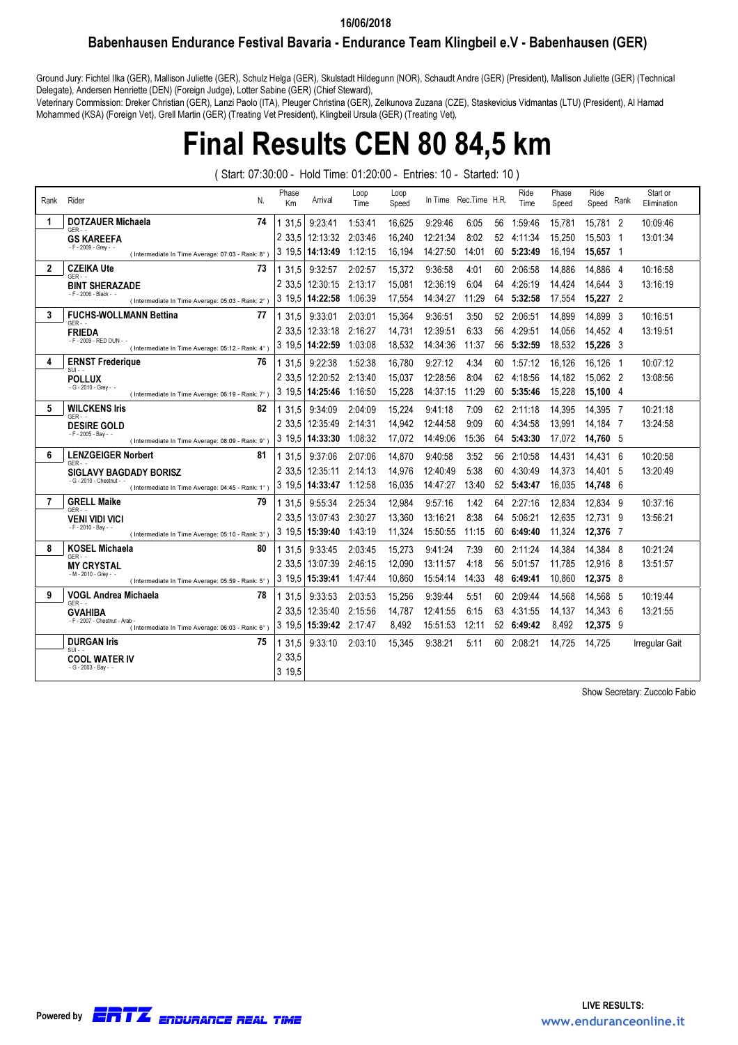16/06/2018

## Babenhausen Endurance Festival Bavaria - Endurance Team Klingbeil e.V - Babenhausen (GER)

Ground Jury: Fichtel Ilka (GER), Mallison Juliette (GER), Schulz Helga (GER), Skulstadt Hildegunn (NOR), Schaudt Andre (GER) (President), Mallison Juliette (GER) (Technical Delegate), Andersen Henriette (DEN) (Foreign Judge), Lotter Sabine (GER) (Chief Steward),
Veterinary Commission: Dreker Christian (GER), Lanzi Paolo (ITA), Pleuger Christina (GER), Zelkunova Zuzana (CZE), Staskevicius Vidmantas (LTU) (President), Al Hamad Mohammed (KSA) (Foreign Vet), Grell Martin (GER) (Treating Vet President), Klingbeil Ursula (GER) (Treating Vet),

# Final Results CEN 80 84,5 km

( Start: 07:30:00 - Hold Time: 01:20:00 - Entries: 10 - Started: 10 )

| Rank | Rider | N. | Phase Km | Arrival | Loop Time | Loop Speed | In Time | Rec.Time | H.R. | Ride Time | Phase Speed | Ride Speed | Rank | Start or Elimination |
|---|---|---|---|---|---|---|---|---|---|---|---|---|---|---|
| 1 | **DOTZAUER Michaela** GER - - | 74 | 1 31,5 | 9:23:41 | 1:53:41 | 16,625 | 9:29:46 | 6:05 | 56 | 1:59:46 | 15,781 | 15,781 | 2 | 10:09:46 |
| | **GS KAREEFA** - F - 2009 - Grey - - | | 2 33,5 | 12:13:32 | 2:03:46 | 16,240 | 12:21:34 | 8:02 | 52 | 4:11:34 | 15,250 | 15,503 | 1 | 13:01:34 |
| | ( Intermediate In Time Average: 07:03 - Rank: 8° ) | | 3 19,5 | **14:13:49** | 1:12:15 | 16,194 | 14:27:50 | 14:01 | 60 | **5:23:49** | 16,194 | **15,657** | 1 | |
| 2 | **CZEIKA Ute** GER - - | 73 | 1 31,5 | 9:32:57 | 2:02:57 | 15,372 | 9:36:58 | 4:01 | 60 | 2:06:58 | 14,886 | 14,886 | 4 | 10:16:58 |
| | **BINT SHERAZADE** - F - 2006 - Black - - | | 2 33,5 | 12:30:15 | 2:13:17 | 15,081 | 12:36:19 | 6:04 | 64 | 4:26:19 | 14,424 | 14,644 | 3 | 13:16:19 |
| | ( Intermediate In Time Average: 05:03 - Rank: 2° ) | | 3 19,5 | **14:22:58** | 1:06:39 | 17,554 | 14:34:27 | 11:29 | 64 | **5:32:58** | 17,554 | **15,227** | 2 | |
| 3 | **FUCHS-WOLLMANN Bettina** GER - - | 77 | 1 31,5 | 9:33:01 | 2:03:01 | 15,364 | 9:36:51 | 3:50 | 52 | 2:06:51 | 14,899 | 14,899 | 3 | 10:16:51 |
| | **FRIEDA** - F - 2009 - RED DUN - - | | 2 33,5 | 12:33:18 | 2:16:27 | 14,731 | 12:39:51 | 6:33 | 56 | 4:29:51 | 14,056 | 14,452 | 4 | 13:19:51 |
| | ( Intermediate In Time Average: 05:12 - Rank: 4° ) | | 3 19,5 | **14:22:59** | 1:03:08 | 18,532 | 14:34:36 | 11:37 | 56 | **5:32:59** | 18,532 | **15,226** | 3 | |
| 4 | **ERNST Frederique** SUI - - | 76 | 1 31,5 | 9:22:38 | 1:52:38 | 16,780 | 9:27:12 | 4:34 | 60 | 1:57:12 | 16,126 | 16,126 | 1 | 10:07:12 |
| | **POLLUX** - G - 2010 - Grey - - | | 2 33,5 | 12:20:52 | 2:13:40 | 15,037 | 12:28:56 | 8:04 | 62 | 4:18:56 | 14,182 | 15,062 | 2 | 13:08:56 |
| | ( Intermediate In Time Average: 06:19 - Rank: 7° ) | | 3 19,5 | **14:25:46** | 1:16:50 | 15,228 | 14:37:15 | 11:29 | 60 | **5:35:46** | 15,228 | **15,100** | 4 | |
| 5 | **WILCKENS Iris** GER - - | 82 | 1 31,5 | 9:34:09 | 2:04:09 | 15,224 | 9:41:18 | 7:09 | 62 | 2:11:18 | 14,395 | 14,395 | 7 | 10:21:18 |
| | **DESIRE GOLD** - F - 2005 - Bay - - | | 2 33,5 | 12:35:49 | 2:14:31 | 14,942 | 12:44:58 | 9:09 | 60 | 4:34:58 | 13,991 | 14,184 | 7 | 13:24:58 |
| | ( Intermediate In Time Average: 08:09 - Rank: 9° ) | | 3 19,5 | **14:33:30** | 1:08:32 | 17,072 | 14:49:06 | 15:36 | 64 | **5:43:30** | 17,072 | **14,760** | 5 | |
| 6 | **LENZGEIGER Norbert** GER - - | 81 | 1 31,5 | 9:37:06 | 2:07:06 | 14,870 | 9:40:58 | 3:52 | 56 | 2:10:58 | 14,431 | 14,431 | 6 | 10:20:58 |
| | **SIGLAVY BAGDADY BORISZ** - G - 2010 - Chestnut - - | | 2 33,5 | 12:35:11 | 2:14:13 | 14,976 | 12:40:49 | 5:38 | 60 | 4:30:49 | 14,373 | 14,401 | 5 | 13:20:49 |
| | ( Intermediate In Time Average: 04:45 - Rank: 1° ) | | 3 19,5 | **14:33:47** | 1:12:58 | 16,035 | 14:47:27 | 13:40 | 52 | **5:43:47** | 16,035 | **14,748** | 6 | |
| 7 | **GRELL Maike** GER - - | 79 | 1 31,5 | 9:55:34 | 2:25:34 | 12,984 | 9:57:16 | 1:42 | 64 | 2:27:16 | 12,834 | 12,834 | 9 | 10:37:16 |
| | **VENI VIDI VICI** - F - 2010 - Bay - - | | 2 33,5 | 13:07:43 | 2:30:27 | 13,360 | 13:16:21 | 8:38 | 64 | 5:06:21 | 12,635 | 12,731 | 9 | 13:56:21 |
| | ( Intermediate In Time Average: 05:10 - Rank: 3° ) | | 3 19,5 | **15:39:40** | 1:43:19 | 11,324 | 15:50:55 | 11:15 | 60 | **6:49:40** | 11,324 | **12,376** | 7 | |
| 8 | **KOSEL Michaela** GER - - | 80 | 1 31,5 | 9:33:45 | 2:03:45 | 15,273 | 9:41:24 | 7:39 | 60 | 2:11:24 | 14,384 | 14,384 | 8 | 10:21:24 |
| | **MY CRYSTAL** - M - 2010 - Grey - - | | 2 33,5 | 13:07:39 | 2:46:15 | 12,090 | 13:11:57 | 4:18 | 56 | 5:01:57 | 11,785 | 12,916 | 8 | 13:51:57 |
| | ( Intermediate In Time Average: 05:59 - Rank: 5° ) | | 3 19,5 | **15:39:41** | 1:47:44 | 10,860 | 15:54:14 | 14:33 | 48 | **6:49:41** | 10,860 | **12,375** | 8 | |
| 9 | **VOGL Andrea Michaela** GER - - | 78 | 1 31,5 | 9:33:53 | 2:03:53 | 15,256 | 9:39:44 | 5:51 | 60 | 2:09:44 | 14,568 | 14,568 | 5 | 10:19:44 |
| | **GVAHIBA** - F - 2007 - Chestnut - Arab - | | 2 33,5 | 12:35:40 | 2:15:56 | 14,787 | 12:41:55 | 6:15 | 63 | 4:31:55 | 14,137 | 14,343 | 6 | 13:21:55 |
| | ( Intermediate In Time Average: 06:03 - Rank: 6° ) | | 3 19,5 | **15:39:42** | 2:17:47 | 8,492 | 15:51:53 | 12:11 | 52 | **6:49:42** | 8,492 | **12,375** | 9 | |
| | **DURGAN Iris** SUI - - | 75 | 1 31,5 | 9:33:10 | 2:03:10 | 15,345 | 9:38:21 | 5:11 | 60 | 2:08:21 | 14,725 | 14,725 | | Irregular Gait |
| | **COOL WATER IV** - G - 2003 - Bay - - | | 2 33,5 | | | | | | | | | | | |
| | | | 3 19,5 | | | | | | | | | | | |

Show Secretary: Zuccolo Fabio

Powered by ERTZ ENDURANCE REAL TIME

LIVE RESULTS: www.enduranceonline.it